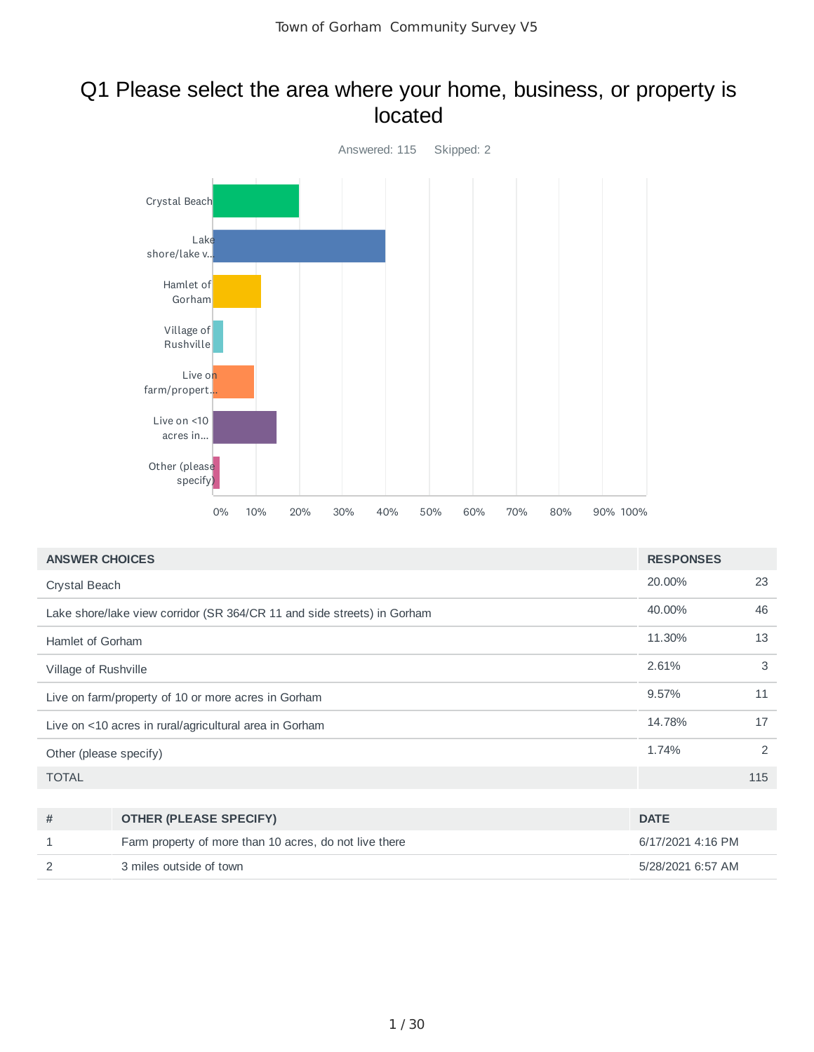# Q1 Please select the area where your home, business, or property is located

Answered: 115    Skipped: 2

| ANSWER CHOICES | RESPONSES | |
|---|---|---|
| Crystal Beach | 20.00% | 23 |
| Lake shore/lake view corridor (SR 364/CR 11 and side streets) in Gorham | 40.00% | 46 |
| Hamlet of Gorham | 11.30% | 13 |
| Village of Rushville | 2.61% | 3 |
| Live on farm/property of 10 or more acres in Gorham | 9.57% | 11 |
| Live on <10 acres in rural/agricultural area in Gorham | 14.78% | 17 |
| Other (please specify) | 1.74% | 2 |
| TOTAL | | 115 |

| # | OTHER (PLEASE SPECIFY) | DATE |
|---|---|---|
| 1 | Farm property of more than 10 acres, do not live there | 6/17/2021 4:16 PM |
| 2 | 3 miles outside of town | 5/28/2021 6:57 AM |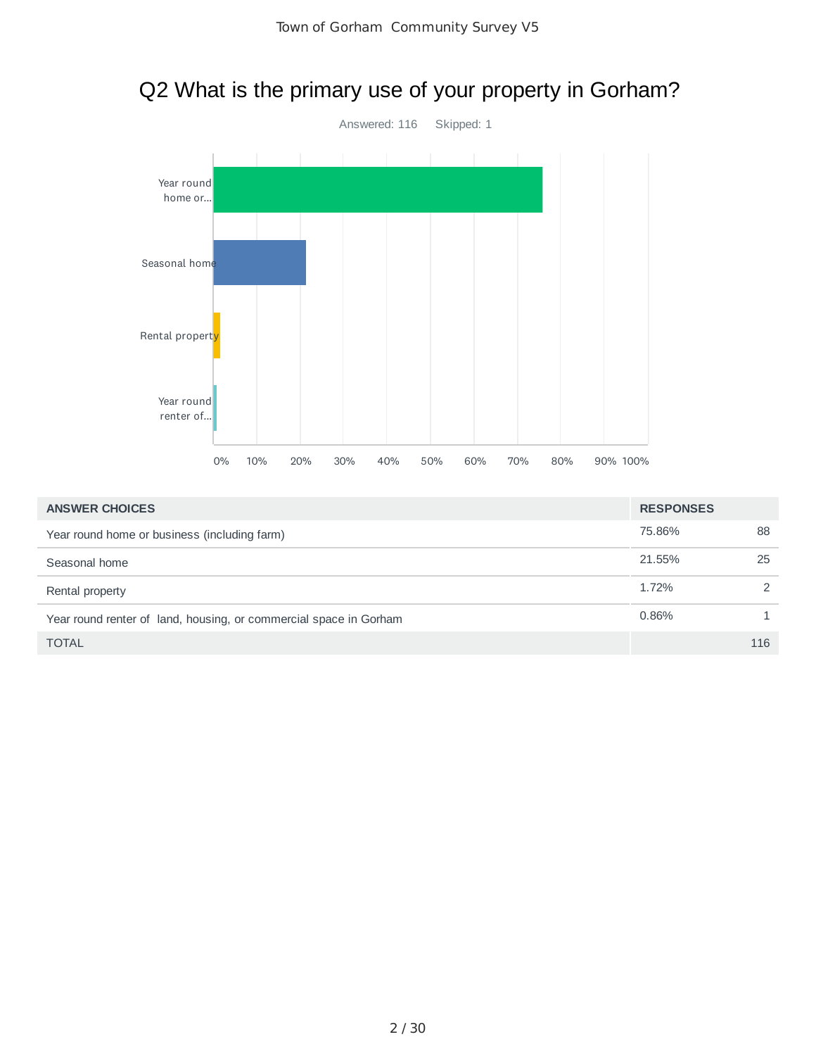## Q2 What is the primary use of your property in Gorham?

Answered: 116 Skipped: 1

| ANSWER CHOICES | RESPONSES | |
|---|---|---|
| Year round home or business (including farm) | 75.86% | 88 |
| Seasonal home | 21.55% | 25 |
| Rental property | 1.72% | 2 |
| Year round renter of land, housing, or commercial space in Gorham | 0.86% | 1 |
| TOTAL | | 116 |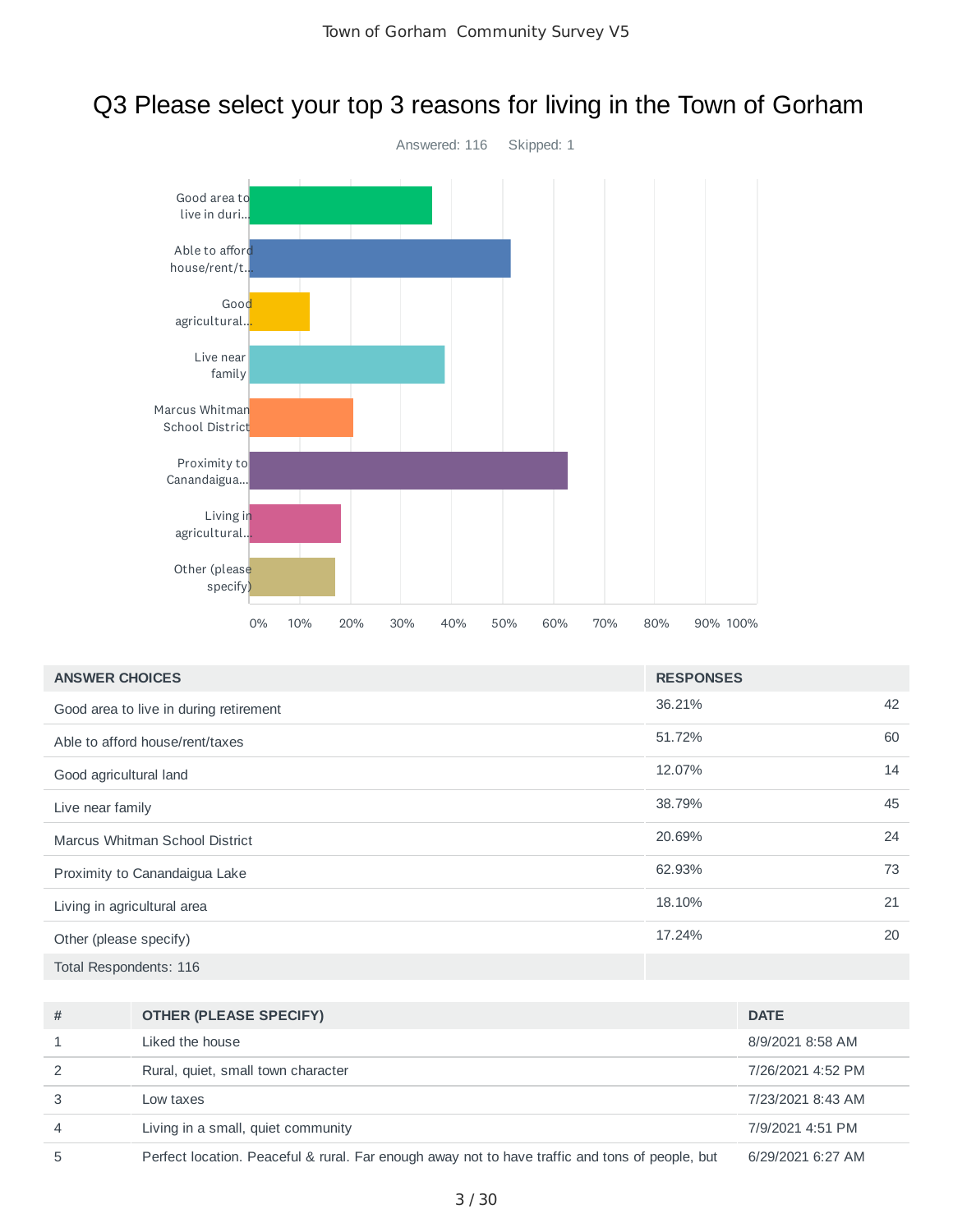# Q3 Please select your top 3 reasons for living in the Town of Gorham

Answered: 116 Skipped: 1

| ANSWER CHOICES | RESPONSES | |
|---|---|---|
| Good area to live in during retirement | 36.21% | 42 |
| Able to afford house/rent/taxes | 51.72% | 60 |
| Good agricultural land | 12.07% | 14 |
| Live near family | 38.79% | 45 |
| Marcus Whitman School District | 20.69% | 24 |
| Proximity to Canandaigua Lake | 62.93% | 73 |
| Living in agricultural area | 18.10% | 21 |
| Other (please specify) | 17.24% | 20 |
| Total Respondents: 116 | | |

| # | OTHER (PLEASE SPECIFY) | DATE |
|---|---|---|
| 1 | Liked the house | 8/9/2021 8:58 AM |
| 2 | Rural, quiet, small town character | 7/26/2021 4:52 PM |
| 3 | Low taxes | 7/23/2021 8:43 AM |
| 4 | Living in a small, quiet community | 7/9/2021 4:51 PM |
| 5 | Perfect location. Peaceful & rural. Far enough away not to have traffic and tons of people, but | 6/29/2021 6:27 AM |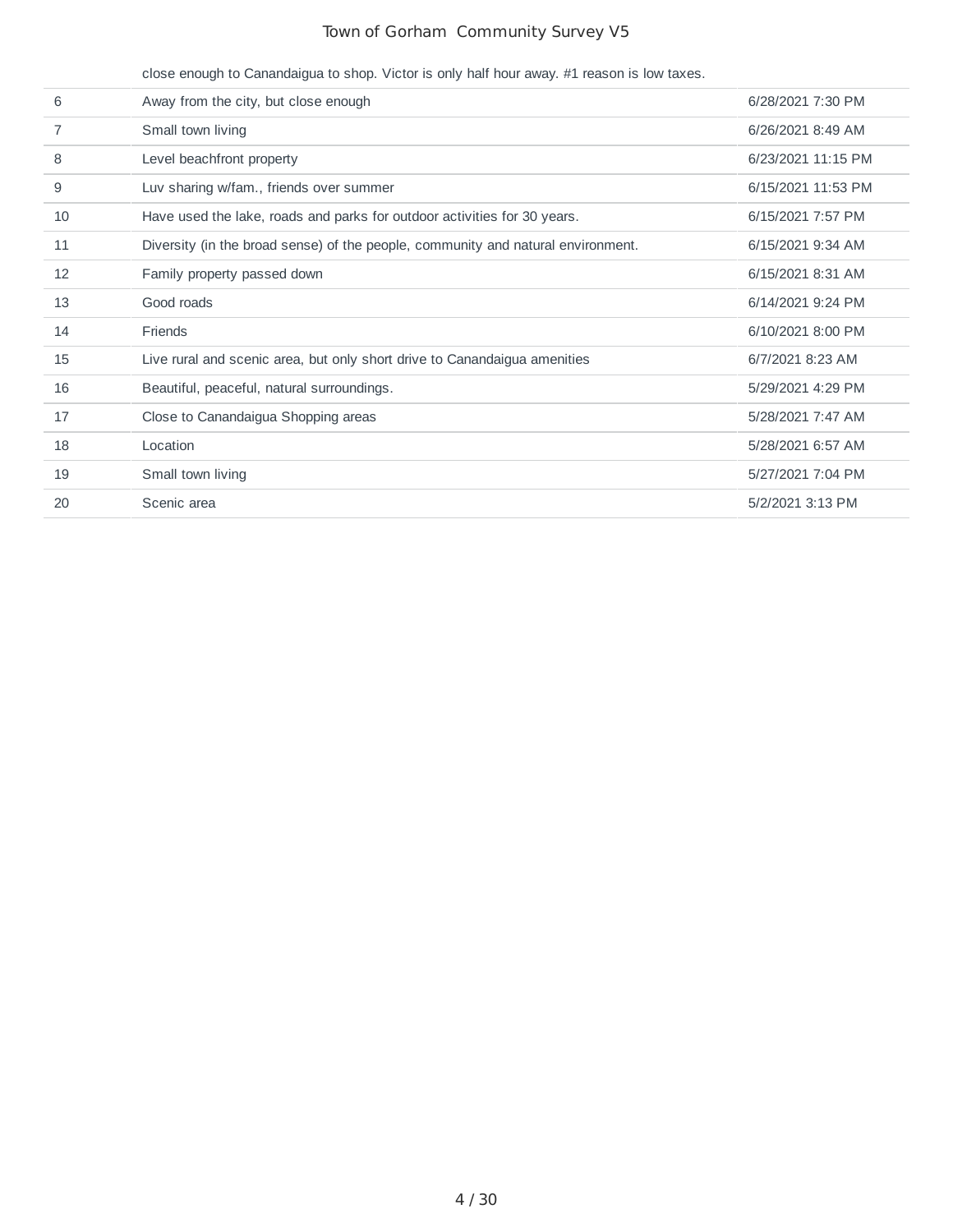| | | |
|---|---|---|
| | close enough to Canandaigua to shop. Victor is only half hour away. #1 reason is low taxes. | |
| 6 | Away from the city, but close enough | 6/28/2021 7:30 PM |
| 7 | Small town living | 6/26/2021 8:49 AM |
| 8 | Level beachfront property | 6/23/2021 11:15 PM |
| 9 | Luv sharing w/fam., friends over summer | 6/15/2021 11:53 PM |
| 10 | Have used the lake, roads and parks for outdoor activities for 30 years. | 6/15/2021 7:57 PM |
| 11 | Diversity (in the broad sense) of the people, community and natural environment. | 6/15/2021 9:34 AM |
| 12 | Family property passed down | 6/15/2021 8:31 AM |
| 13 | Good roads | 6/14/2021 9:24 PM |
| 14 | Friends | 6/10/2021 8:00 PM |
| 15 | Live rural and scenic area, but only short drive to Canandaigua amenities | 6/7/2021 8:23 AM |
| 16 | Beautiful, peaceful, natural surroundings. | 5/29/2021 4:29 PM |
| 17 | Close to Canandaigua Shopping areas | 5/28/2021 7:47 AM |
| 18 | Location | 5/28/2021 6:57 AM |
| 19 | Small town living | 5/27/2021 7:04 PM |
| 20 | Scenic area | 5/2/2021 3:13 PM |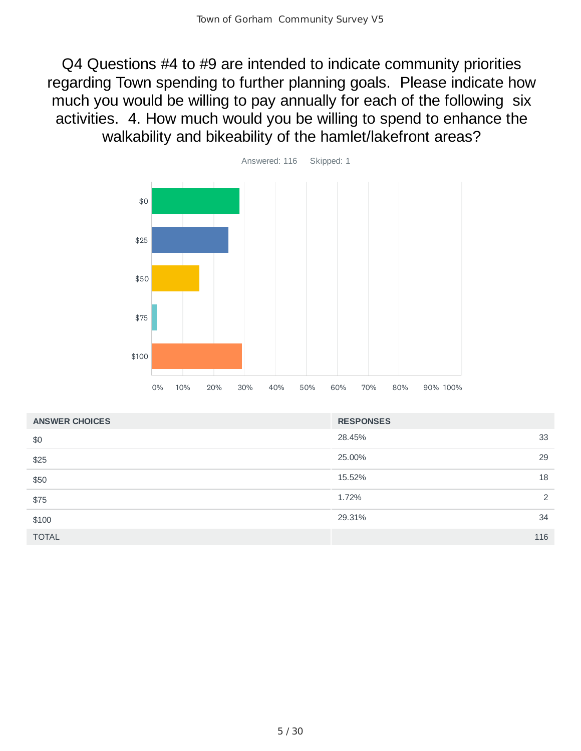# Q4 Questions #4 to #9 are intended to indicate community priorities regarding Town spending to further planning goals. Please indicate how much you would be willing to pay annually for each of the following six activities. 4. How much would you be willing to spend to enhance the walkability and bikeability of the hamlet/lakefront areas?

Answered: 116 Skipped: 1

| ANSWER CHOICES | RESPONSES | |
|---|---|---|
| $0 | 28.45% | 33 |
| $25 | 25.00% | 29 |
| $50 | 15.52% | 18 |
| $75 | 1.72% | 2 |
| $100 | 29.31% | 34 |
| TOTAL | | 116 |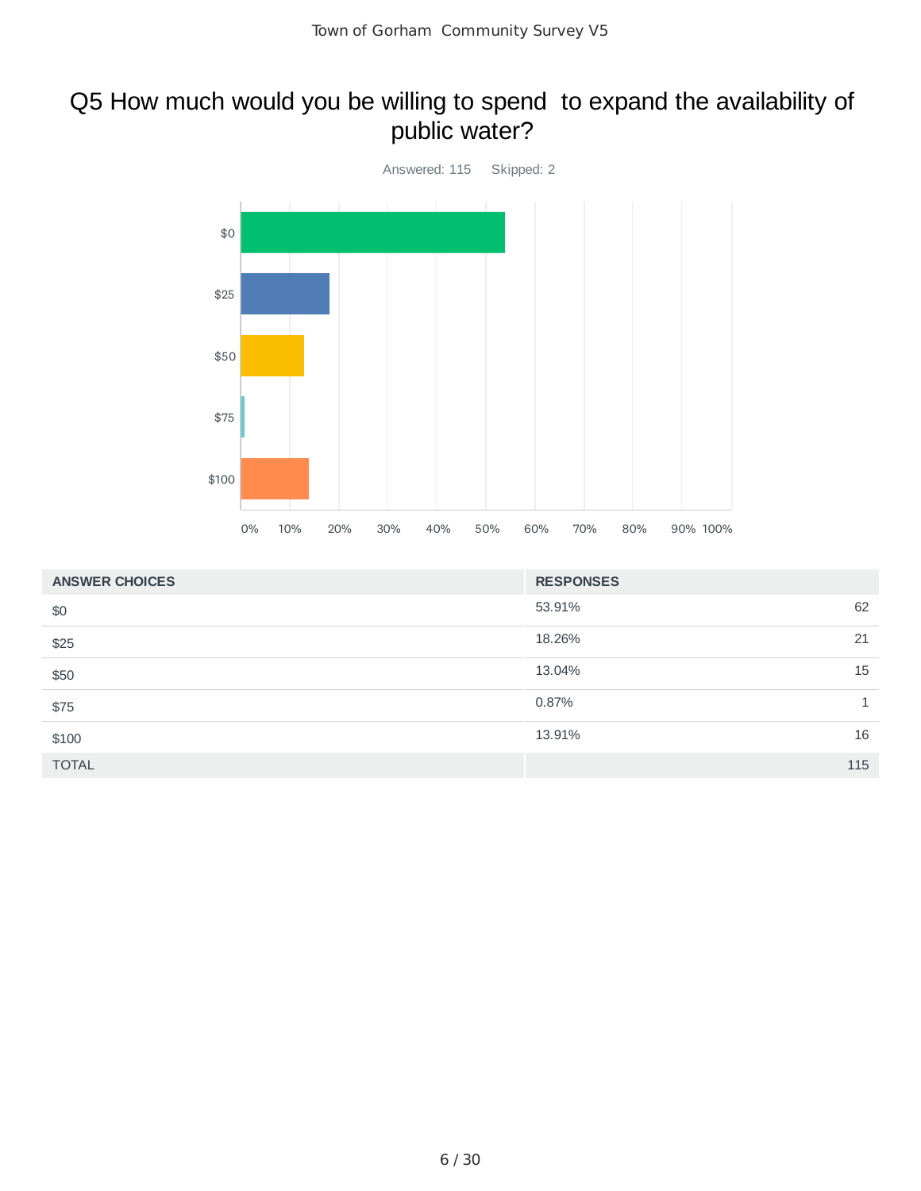# Q5 How much would you be willing to spend to expand the availability of public water?

Answered: 115 Skipped: 2

| ANSWER CHOICES | RESPONSES | |
|---|---|---|
| $0 | 53.91% | 62 |
| $25 | 18.26% | 21 |
| $50 | 13.04% | 15 |
| $75 | 0.87% | 1 |
| $100 | 13.91% | 16 |
| TOTAL | | 115 |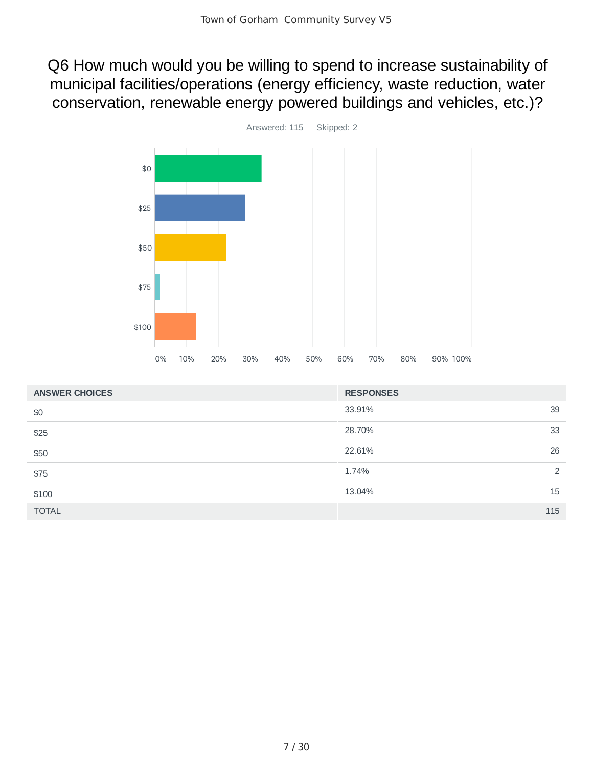# Q6 How much would you be willing to spend to increase sustainability of municipal facilities/operations (energy efficiency, waste reduction, water conservation, renewable energy powered buildings and vehicles, etc.)?

Answered: 115    Skipped: 2

| ANSWER CHOICES | RESPONSES | |
|---|---|---|
| $0 | 33.91% | 39 |
| $25 | 28.70% | 33 |
| $50 | 22.61% | 26 |
| $75 | 1.74% | 2 |
| $100 | 13.04% | 15 |
| TOTAL | | 115 |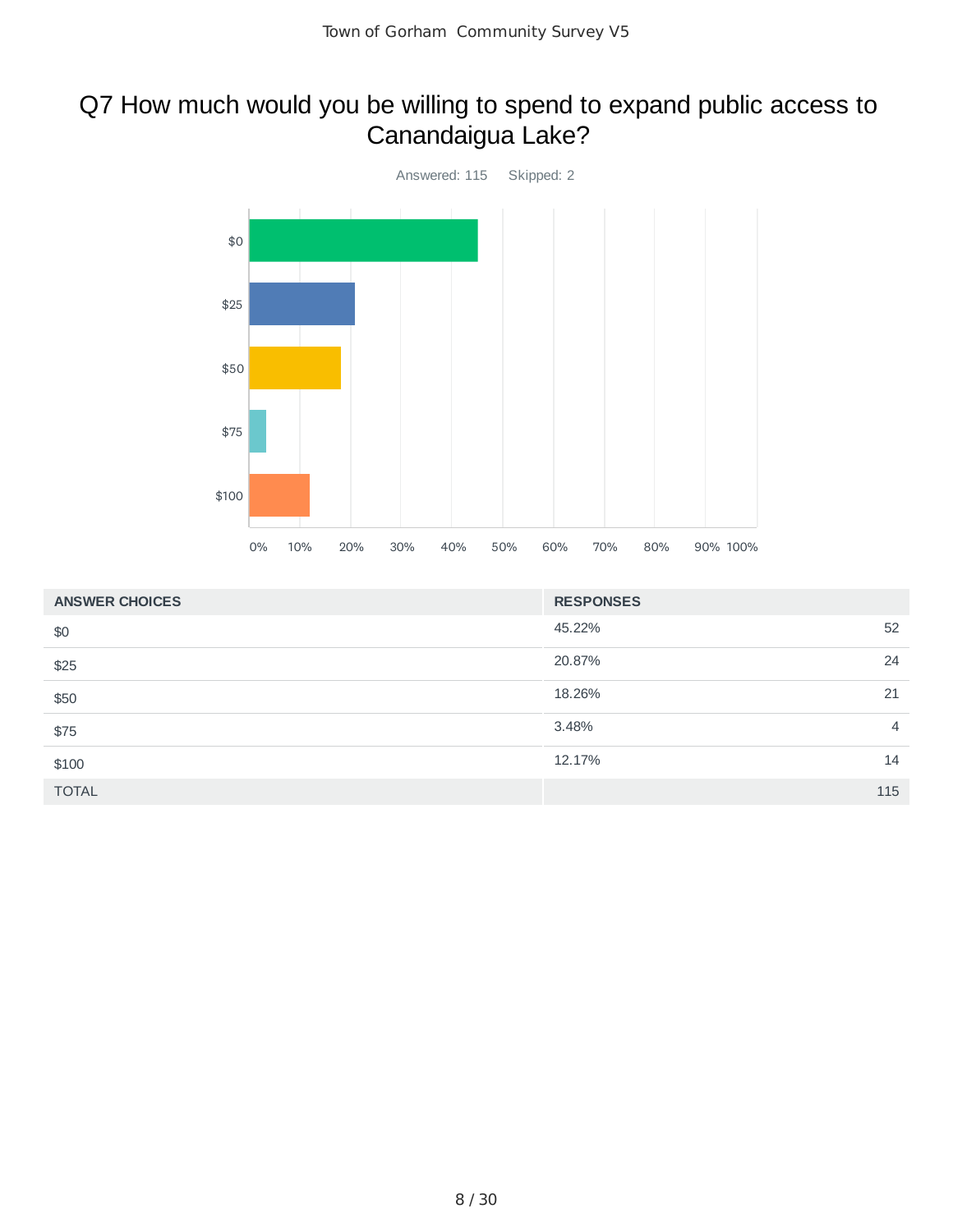# Q7 How much would you be willing to spend to expand public access to Canandaigua Lake?

Answered: 115 Skipped: 2

| ANSWER CHOICES | RESPONSES | |
|---|---|---|
| $0 | 45.22% | 52 |
| $25 | 20.87% | 24 |
| $50 | 18.26% | 21 |
| $75 | 3.48% | 4 |
| $100 | 12.17% | 14 |
| TOTAL | | 115 |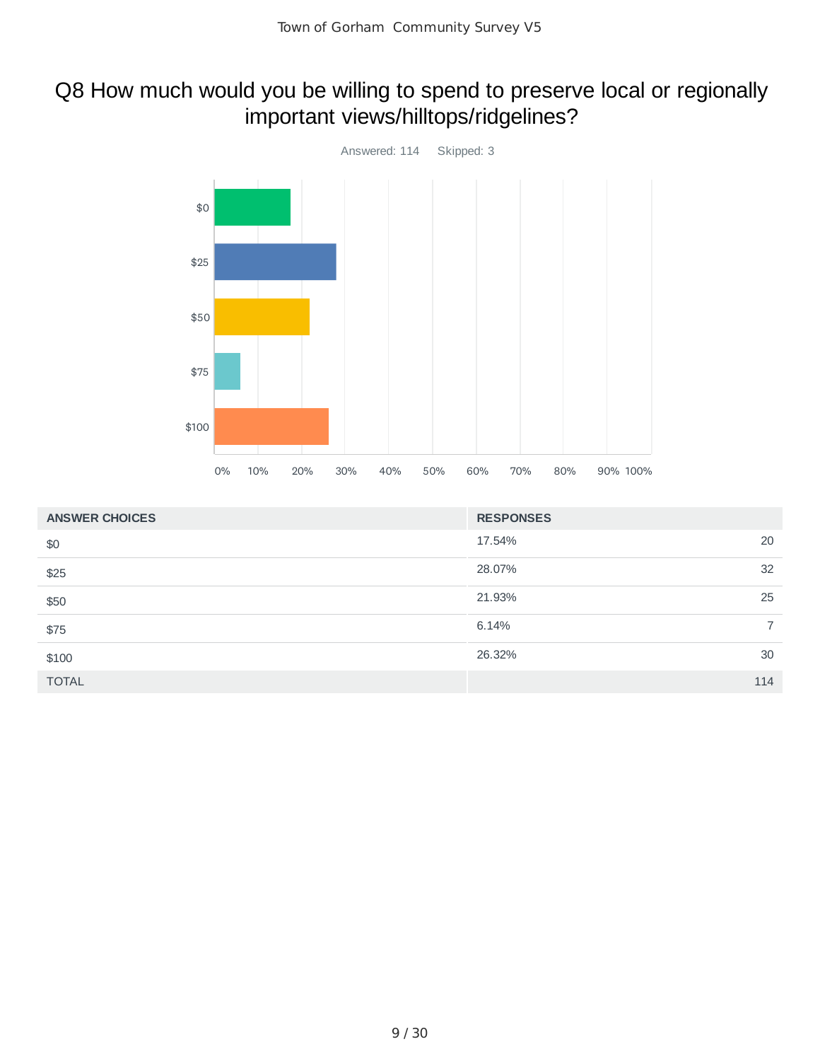# Q8 How much would you be willing to spend to preserve local or regionally important views/hilltops/ridgelines?

Answered: 114 Skipped: 3

| ANSWER CHOICES | RESPONSES | |
|---|---|---|
| $0 | 17.54% | 20 |
| $25 | 28.07% | 32 |
| $50 | 21.93% | 25 |
| $75 | 6.14% | 7 |
| $100 | 26.32% | 30 |
| TOTAL | | 114 |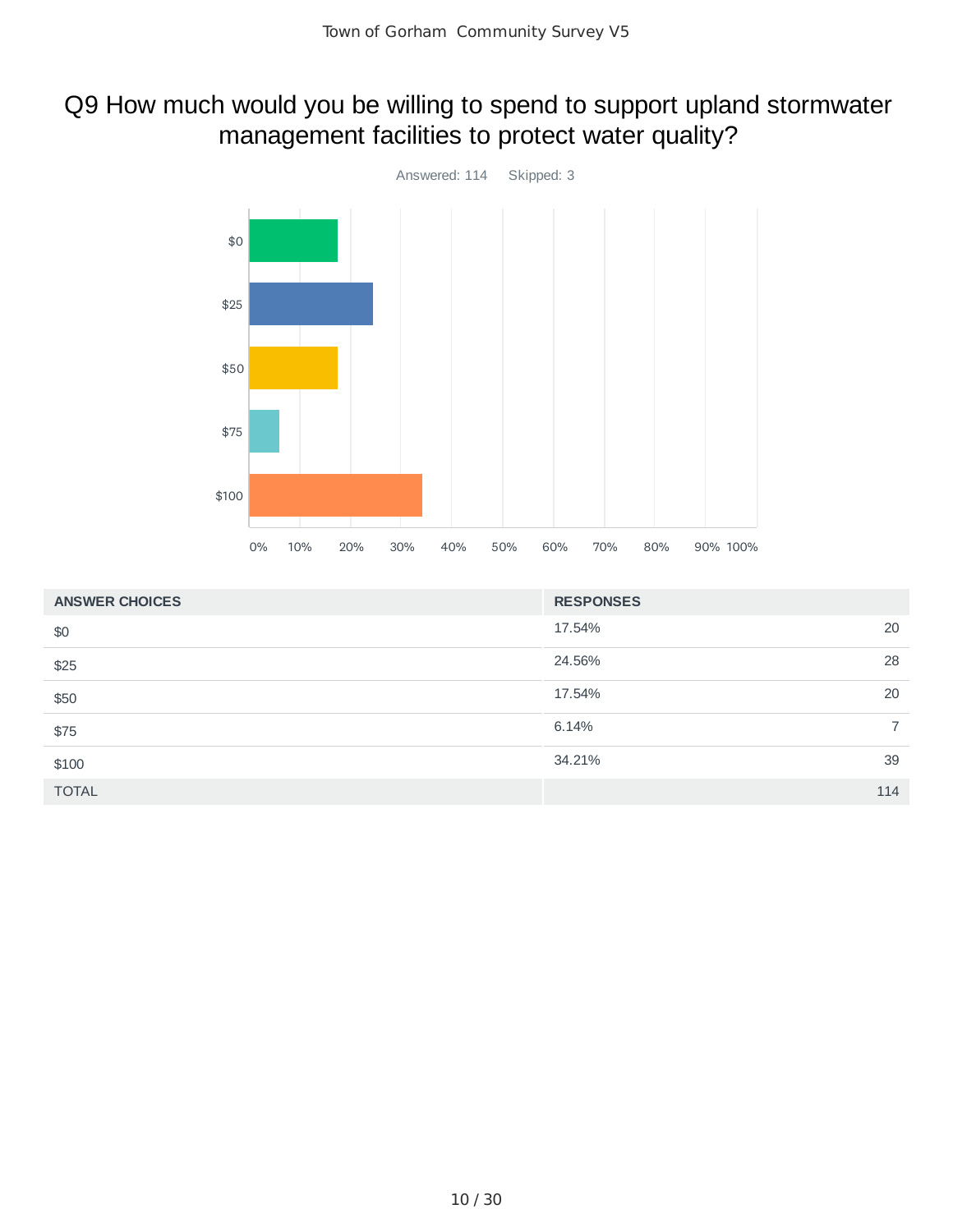# Q9 How much would you be willing to spend to support upland stormwater management facilities to protect water quality?

Answered: 114 Skipped: 3

| ANSWER CHOICES | RESPONSES | |
|---|---|---|
| $0 | 17.54% | 20 |
| $25 | 24.56% | 28 |
| $50 | 17.54% | 20 |
| $75 | 6.14% | 7 |
| $100 | 34.21% | 39 |
| TOTAL | | 114 |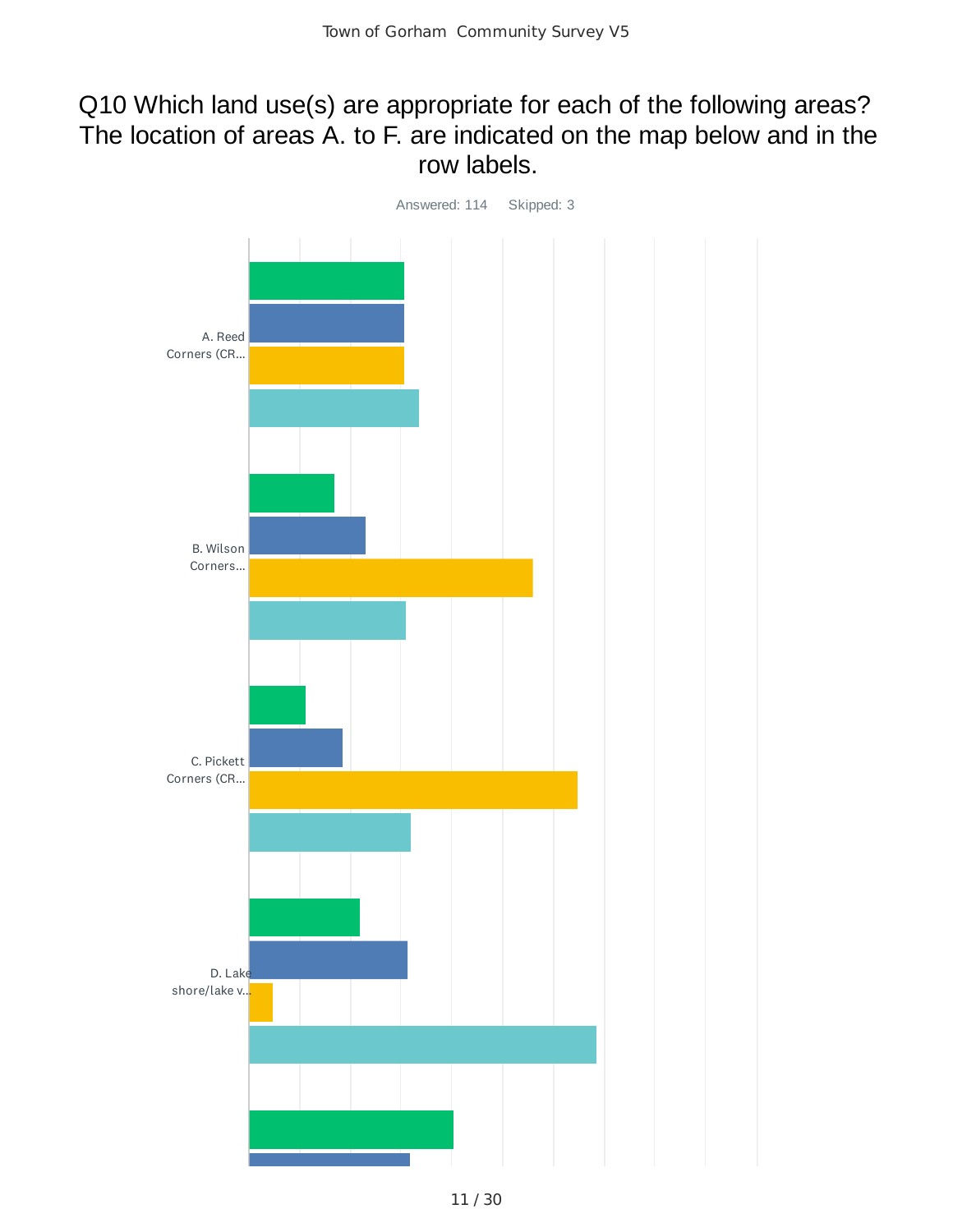# Q10 Which land use(s) are appropriate for each of the following areas? The location of areas A. to F. are indicated on the map below and in the row labels.

Answered: 114    Skipped: 3

A. Reed Corners (CR...

B. Wilson Corners...

C. Pickett Corners (CR...

D. Lake shore/lake v...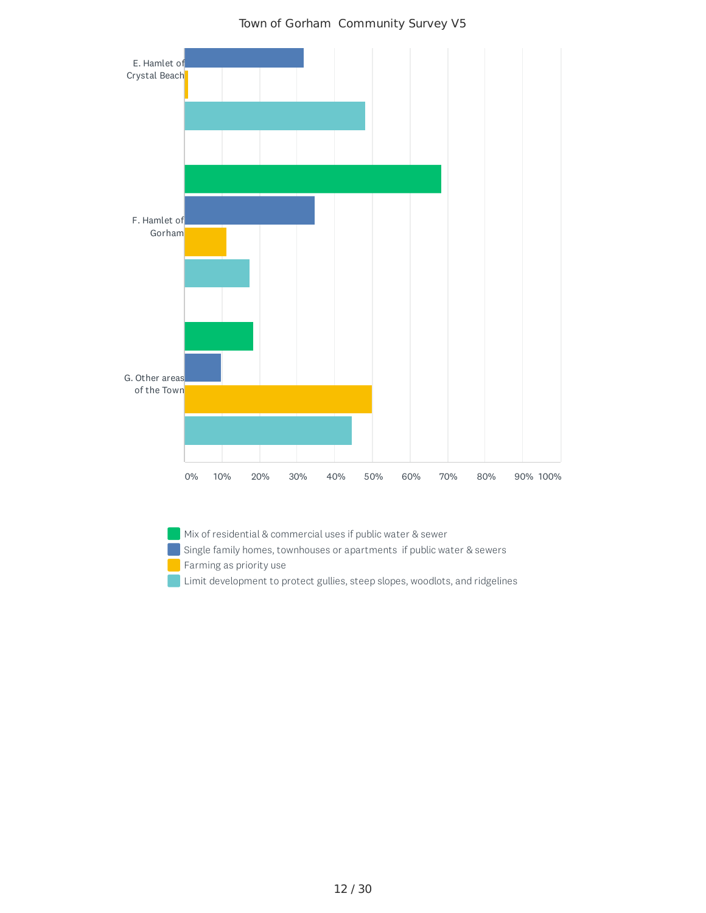Town of Gorham Community Survey V5

E. Hamlet of Crystal Beach

F. Hamlet of Gorham

G. Other areas of the Town

0% 10% 20% 30% 40% 50% 60% 70% 80% 90% 100%

- Mix of residential & commercial uses if public water & sewer
- Single family homes, townhouses or apartments if public water & sewers
- Farming as priority use
- Limit development to protect gullies, steep slopes, woodlots, and ridgelines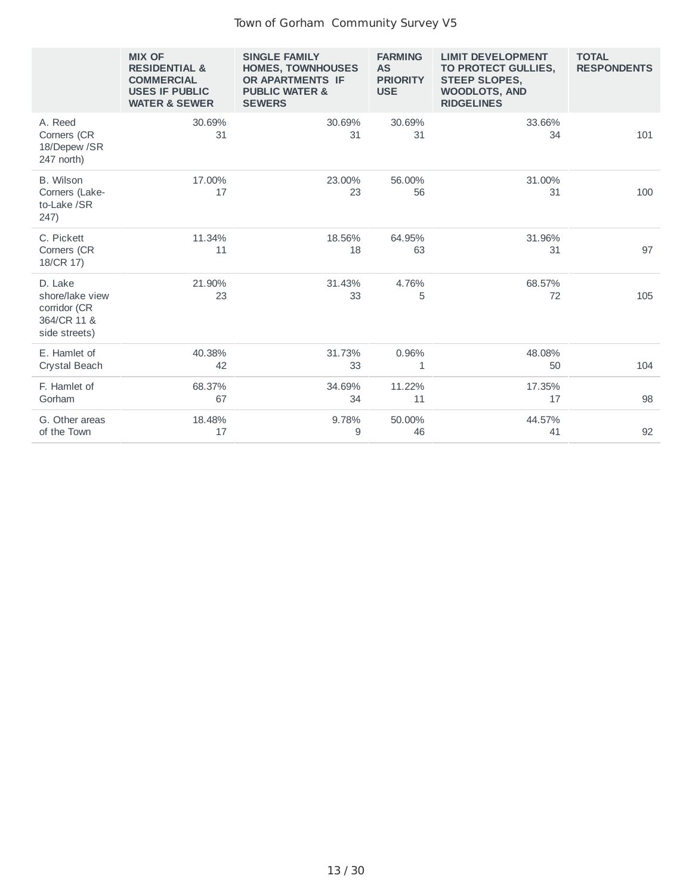| | MIX OF RESIDENTIAL & COMMERCIAL USES IF PUBLIC WATER & SEWER | SINGLE FAMILY HOMES, TOWNHOUSES OR APARTMENTS IF PUBLIC WATER & SEWERS | FARMING AS PRIORITY USE | LIMIT DEVELOPMENT TO PROTECT GULLIES, STEEP SLOPES, WOODLOTS, AND RIDGELINES | TOTAL RESPONDENTS |
|---|---|---|---|---|---|
| A. Reed Corners (CR 18/Depew /SR 247 north) | 30.69% 31 | 30.69% 31 | 30.69% 31 | 33.66% 34 | 101 |
| B. Wilson Corners (Lake-to-Lake /SR 247) | 17.00% 17 | 23.00% 23 | 56.00% 56 | 31.00% 31 | 100 |
| C. Pickett Corners (CR 18/CR 17) | 11.34% 11 | 18.56% 18 | 64.95% 63 | 31.96% 31 | 97 |
| D. Lake shore/lake view corridor (CR 364/CR 11 & side streets) | 21.90% 23 | 31.43% 33 | 4.76% 5 | 68.57% 72 | 105 |
| E. Hamlet of Crystal Beach | 40.38% 42 | 31.73% 33 | 0.96% 1 | 48.08% 50 | 104 |
| F. Hamlet of Gorham | 68.37% 67 | 34.69% 34 | 11.22% 11 | 17.35% 17 | 98 |
| G. Other areas of the Town | 18.48% 17 | 9.78% 9 | 50.00% 46 | 44.57% 41 | 92 |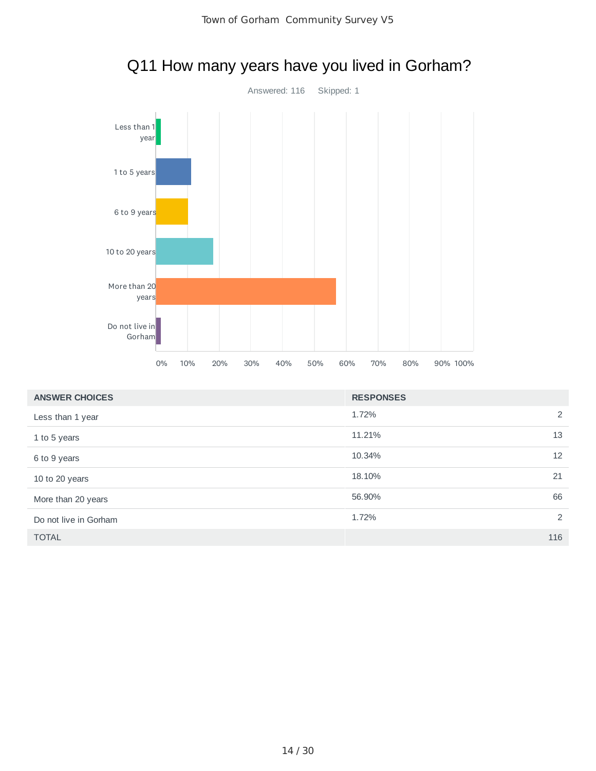# Q11 How many years have you lived in Gorham?

Answered: 116    Skipped: 1

| ANSWER CHOICES | RESPONSES | |
|---|---|---|
| Less than 1 year | 1.72% | 2 |
| 1 to 5 years | 11.21% | 13 |
| 6 to 9 years | 10.34% | 12 |
| 10 to 20 years | 18.10% | 21 |
| More than 20 years | 56.90% | 66 |
| Do not live in Gorham | 1.72% | 2 |
| TOTAL | | 116 |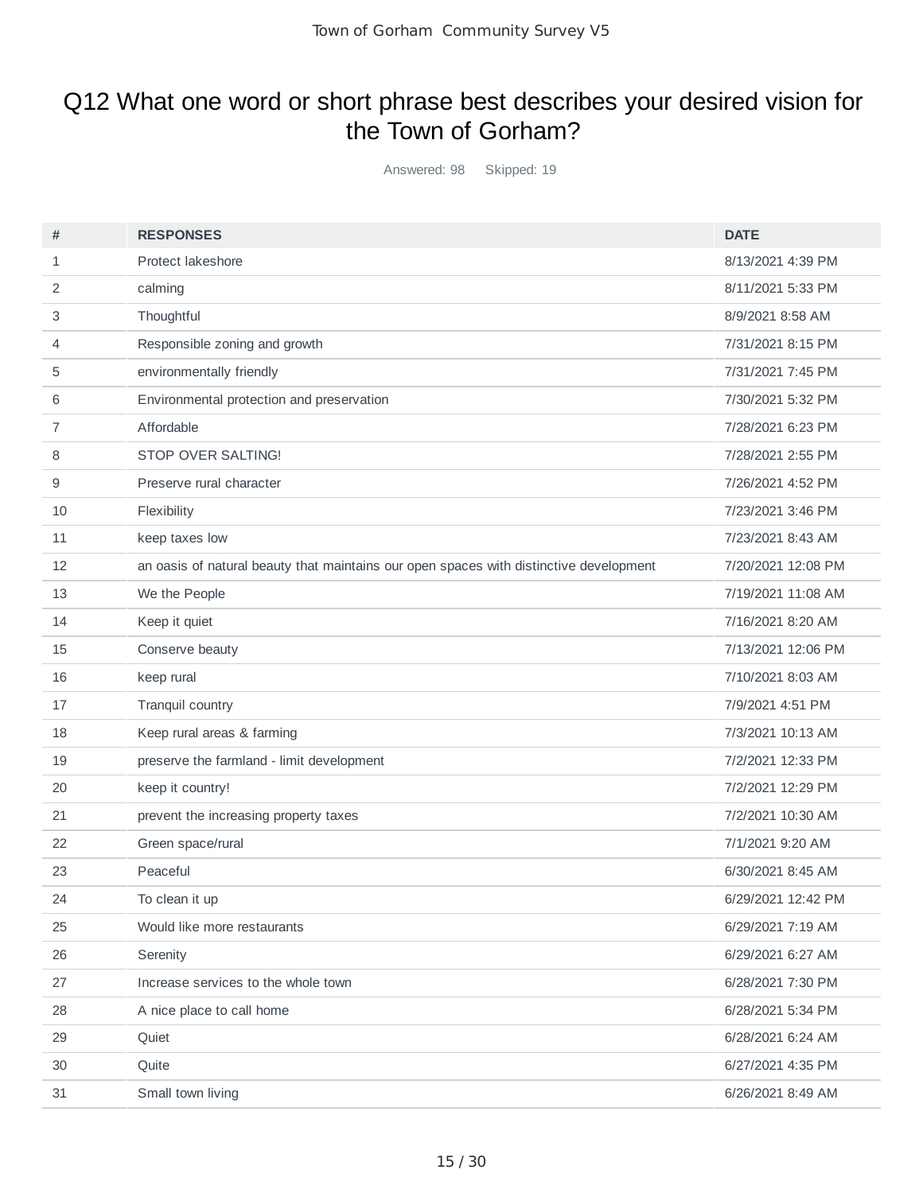# Q12 What one word or short phrase best describes your desired vision for the Town of Gorham?

Answered: 98 Skipped: 19

| # | RESPONSES | DATE |
|---|---|---|
| 1 | Protect lakeshore | 8/13/2021 4:39 PM |
| 2 | calming | 8/11/2021 5:33 PM |
| 3 | Thoughtful | 8/9/2021 8:58 AM |
| 4 | Responsible zoning and growth | 7/31/2021 8:15 PM |
| 5 | environmentally friendly | 7/31/2021 7:45 PM |
| 6 | Environmental protection and preservation | 7/30/2021 5:32 PM |
| 7 | Affordable | 7/28/2021 6:23 PM |
| 8 | STOP OVER SALTING! | 7/28/2021 2:55 PM |
| 9 | Preserve rural character | 7/26/2021 4:52 PM |
| 10 | Flexibility | 7/23/2021 3:46 PM |
| 11 | keep taxes low | 7/23/2021 8:43 AM |
| 12 | an oasis of natural beauty that maintains our open spaces with distinctive development | 7/20/2021 12:08 PM |
| 13 | We the People | 7/19/2021 11:08 AM |
| 14 | Keep it quiet | 7/16/2021 8:20 AM |
| 15 | Conserve beauty | 7/13/2021 12:06 PM |
| 16 | keep rural | 7/10/2021 8:03 AM |
| 17 | Tranquil country | 7/9/2021 4:51 PM |
| 18 | Keep rural areas & farming | 7/3/2021 10:13 AM |
| 19 | preserve the farmland - limit development | 7/2/2021 12:33 PM |
| 20 | keep it country! | 7/2/2021 12:29 PM |
| 21 | prevent the increasing property taxes | 7/2/2021 10:30 AM |
| 22 | Green space/rural | 7/1/2021 9:20 AM |
| 23 | Peaceful | 6/30/2021 8:45 AM |
| 24 | To clean it up | 6/29/2021 12:42 PM |
| 25 | Would like more restaurants | 6/29/2021 7:19 AM |
| 26 | Serenity | 6/29/2021 6:27 AM |
| 27 | Increase services to the whole town | 6/28/2021 7:30 PM |
| 28 | A nice place to call home | 6/28/2021 5:34 PM |
| 29 | Quiet | 6/28/2021 6:24 AM |
| 30 | Quite | 6/27/2021 4:35 PM |
| 31 | Small town living | 6/26/2021 8:49 AM |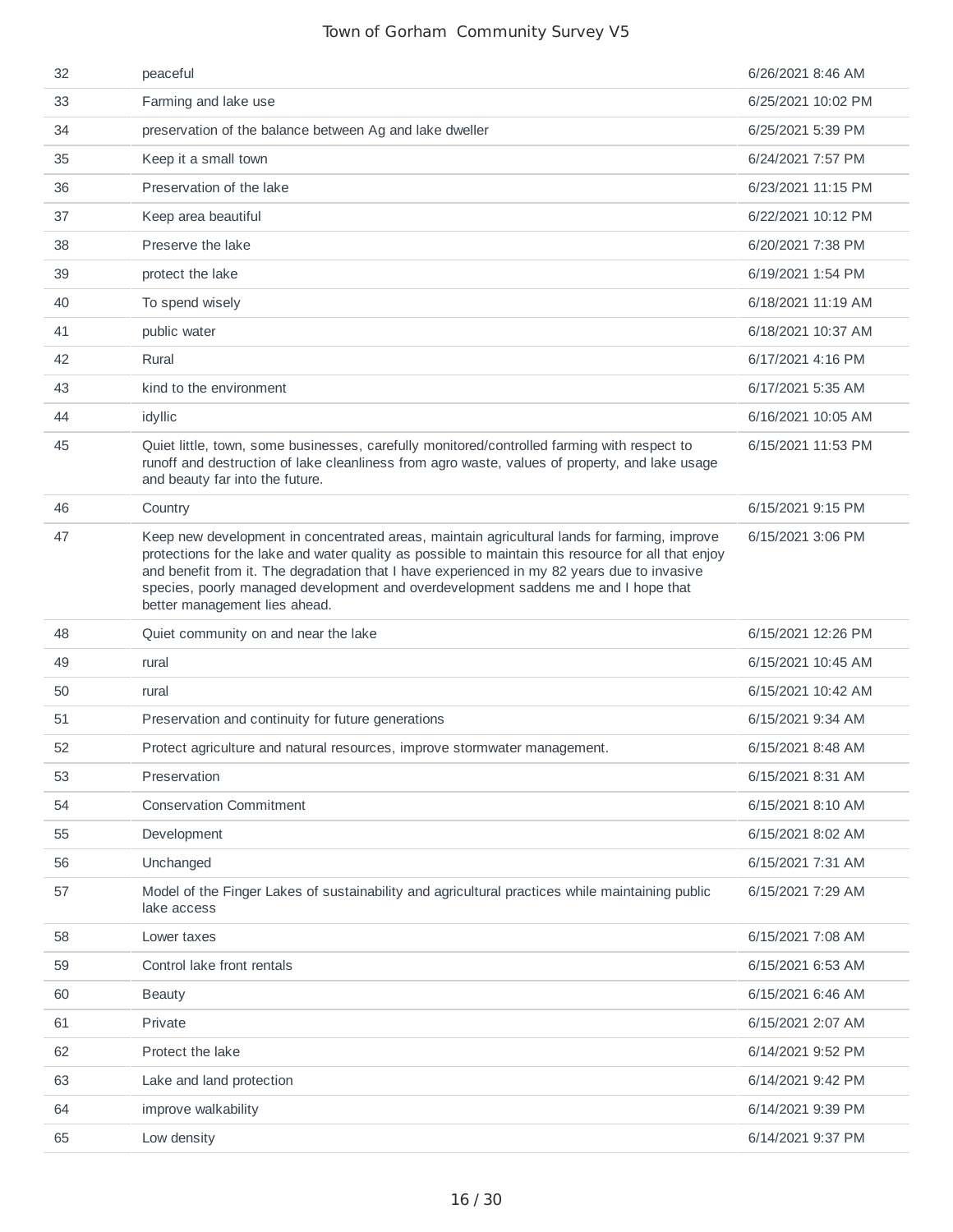| | | |
|---|---|---|
| 32 | peaceful | 6/26/2021 8:46 AM |
| 33 | Farming and lake use | 6/25/2021 10:02 PM |
| 34 | preservation of the balance between Ag and lake dweller | 6/25/2021 5:39 PM |
| 35 | Keep it a small town | 6/24/2021 7:57 PM |
| 36 | Preservation of the lake | 6/23/2021 11:15 PM |
| 37 | Keep area beautiful | 6/22/2021 10:12 PM |
| 38 | Preserve the lake | 6/20/2021 7:38 PM |
| 39 | protect the lake | 6/19/2021 1:54 PM |
| 40 | To spend wisely | 6/18/2021 11:19 AM |
| 41 | public water | 6/18/2021 10:37 AM |
| 42 | Rural | 6/17/2021 4:16 PM |
| 43 | kind to the environment | 6/17/2021 5:35 AM |
| 44 | idyllic | 6/16/2021 10:05 AM |
| 45 | Quiet little, town, some businesses, carefully monitored/controlled farming with respect to runoff and destruction of lake cleanliness from agro waste, values of property, and lake usage and beauty far into the future. | 6/15/2021 11:53 PM |
| 46 | Country | 6/15/2021 9:15 PM |
| 47 | Keep new development in concentrated areas, maintain agricultural lands for farming, improve protections for the lake and water quality as possible to maintain this resource for all that enjoy and benefit from it. The degradation that I have experienced in my 82 years due to invasive species, poorly managed development and overdevelopment saddens me and I hope that better management lies ahead. | 6/15/2021 3:06 PM |
| 48 | Quiet community on and near the lake | 6/15/2021 12:26 PM |
| 49 | rural | 6/15/2021 10:45 AM |
| 50 | rural | 6/15/2021 10:42 AM |
| 51 | Preservation and continuity for future generations | 6/15/2021 9:34 AM |
| 52 | Protect agriculture and natural resources, improve stormwater management. | 6/15/2021 8:48 AM |
| 53 | Preservation | 6/15/2021 8:31 AM |
| 54 | Conservation Commitment | 6/15/2021 8:10 AM |
| 55 | Development | 6/15/2021 8:02 AM |
| 56 | Unchanged | 6/15/2021 7:31 AM |
| 57 | Model of the Finger Lakes of sustainability and agricultural practices while maintaining public lake access | 6/15/2021 7:29 AM |
| 58 | Lower taxes | 6/15/2021 7:08 AM |
| 59 | Control lake front rentals | 6/15/2021 6:53 AM |
| 60 | Beauty | 6/15/2021 6:46 AM |
| 61 | Private | 6/15/2021 2:07 AM |
| 62 | Protect the lake | 6/14/2021 9:52 PM |
| 63 | Lake and land protection | 6/14/2021 9:42 PM |
| 64 | improve walkability | 6/14/2021 9:39 PM |
| 65 | Low density | 6/14/2021 9:37 PM |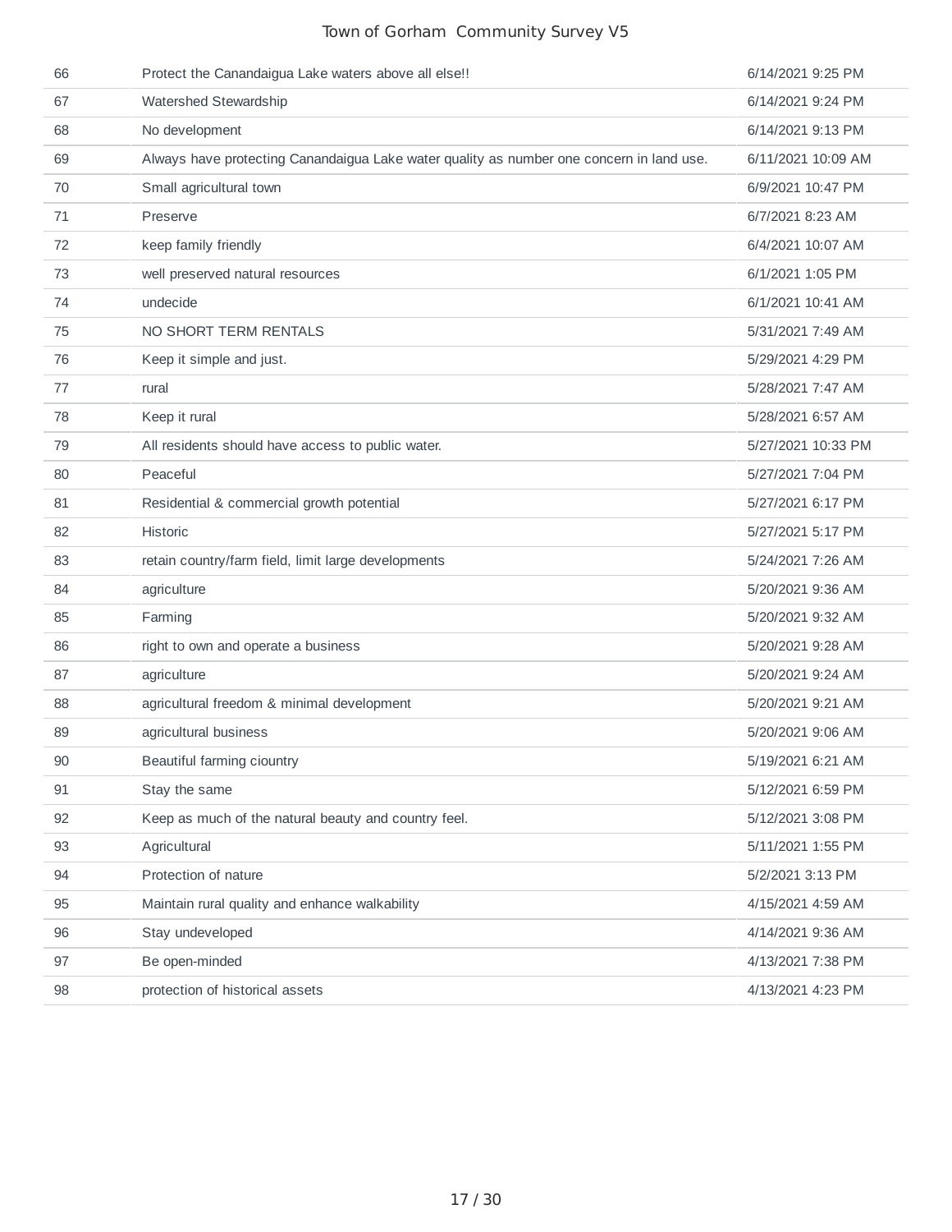| | | |
|---|---|---|
| 66 | Protect the Canandaigua Lake waters above all else!! | 6/14/2021 9:25 PM |
| 67 | Watershed Stewardship | 6/14/2021 9:24 PM |
| 68 | No development | 6/14/2021 9:13 PM |
| 69 | Always have protecting Canandaigua Lake water quality as number one concern in land use. | 6/11/2021 10:09 AM |
| 70 | Small agricultural town | 6/9/2021 10:47 PM |
| 71 | Preserve | 6/7/2021 8:23 AM |
| 72 | keep family friendly | 6/4/2021 10:07 AM |
| 73 | well preserved natural resources | 6/1/2021 1:05 PM |
| 74 | undecide | 6/1/2021 10:41 AM |
| 75 | NO SHORT TERM RENTALS | 5/31/2021 7:49 AM |
| 76 | Keep it simple and just. | 5/29/2021 4:29 PM |
| 77 | rural | 5/28/2021 7:47 AM |
| 78 | Keep it rural | 5/28/2021 6:57 AM |
| 79 | All residents should have access to public water. | 5/27/2021 10:33 PM |
| 80 | Peaceful | 5/27/2021 7:04 PM |
| 81 | Residential & commercial growth potential | 5/27/2021 6:17 PM |
| 82 | Historic | 5/27/2021 5:17 PM |
| 83 | retain country/farm field, limit large developments | 5/24/2021 7:26 AM |
| 84 | agriculture | 5/20/2021 9:36 AM |
| 85 | Farming | 5/20/2021 9:32 AM |
| 86 | right to own and operate a business | 5/20/2021 9:28 AM |
| 87 | agriculture | 5/20/2021 9:24 AM |
| 88 | agricultural freedom & minimal development | 5/20/2021 9:21 AM |
| 89 | agricultural business | 5/20/2021 9:06 AM |
| 90 | Beautiful farming ciountry | 5/19/2021 6:21 AM |
| 91 | Stay the same | 5/12/2021 6:59 PM |
| 92 | Keep as much of the natural beauty and country feel. | 5/12/2021 3:08 PM |
| 93 | Agricultural | 5/11/2021 1:55 PM |
| 94 | Protection of nature | 5/2/2021 3:13 PM |
| 95 | Maintain rural quality and enhance walkability | 4/15/2021 4:59 AM |
| 96 | Stay undeveloped | 4/14/2021 9:36 AM |
| 97 | Be open-minded | 4/13/2021 7:38 PM |
| 98 | protection of historical assets | 4/13/2021 4:23 PM |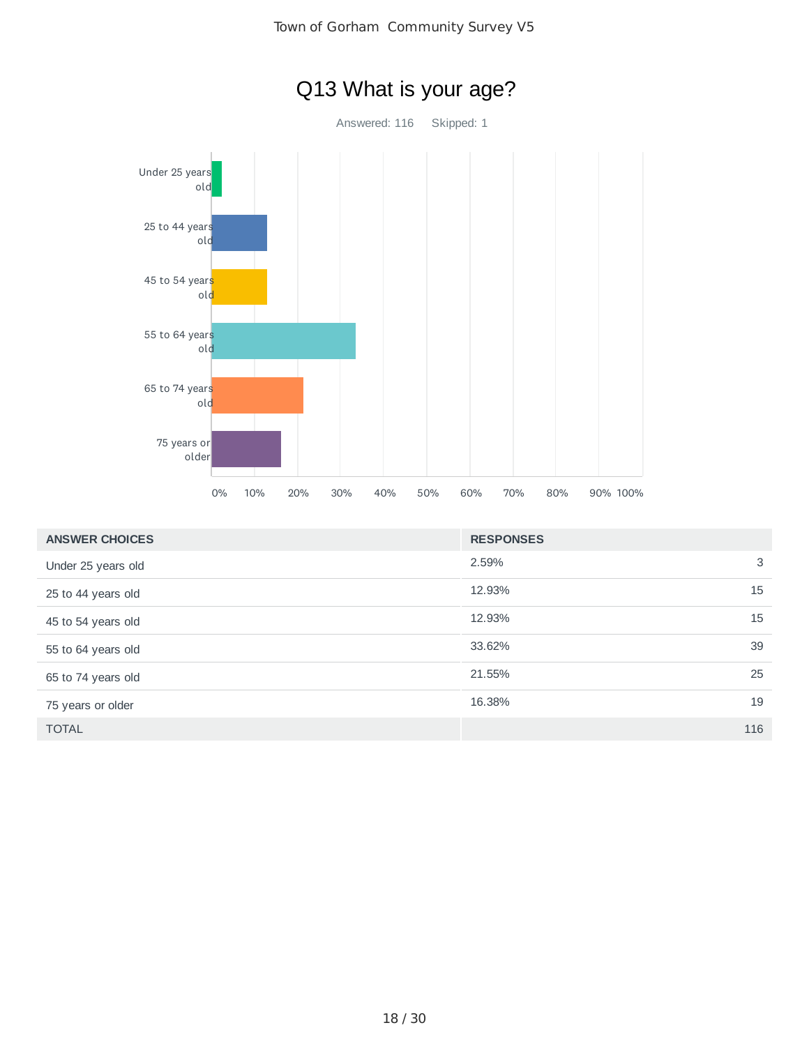# Q13 What is your age?

Answered: 116 Skipped: 1

| ANSWER CHOICES | RESPONSES | |
|---|---|---|
| Under 25 years old | 2.59% | 3 |
| 25 to 44 years old | 12.93% | 15 |
| 45 to 54 years old | 12.93% | 15 |
| 55 to 64 years old | 33.62% | 39 |
| 65 to 74 years old | 21.55% | 25 |
| 75 years or older | 16.38% | 19 |
| TOTAL | | 116 |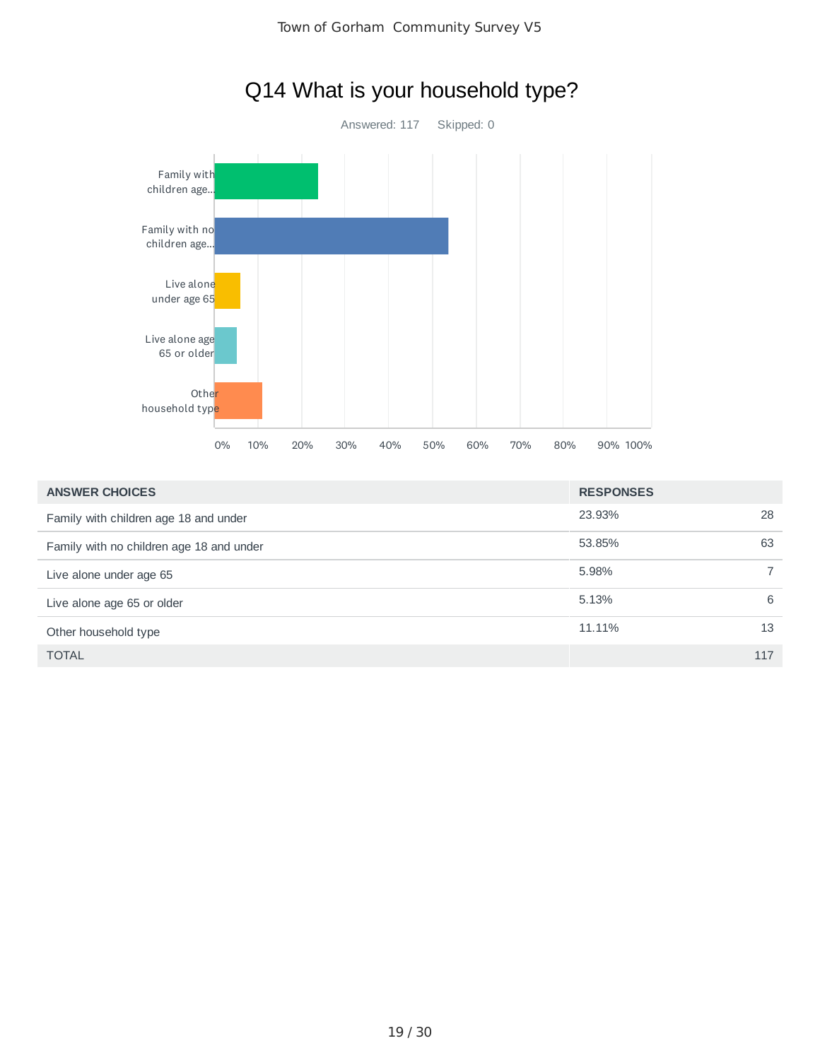# Q14 What is your household type?

Answered: 117 Skipped: 0

| ANSWER CHOICES | RESPONSES | |
|---|---|---|
| Family with children age 18 and under | 23.93% | 28 |
| Family with no children age 18 and under | 53.85% | 63 |
| Live alone under age 65 | 5.98% | 7 |
| Live alone age 65 or older | 5.13% | 6 |
| Other household type | 11.11% | 13 |
| TOTAL | | 117 |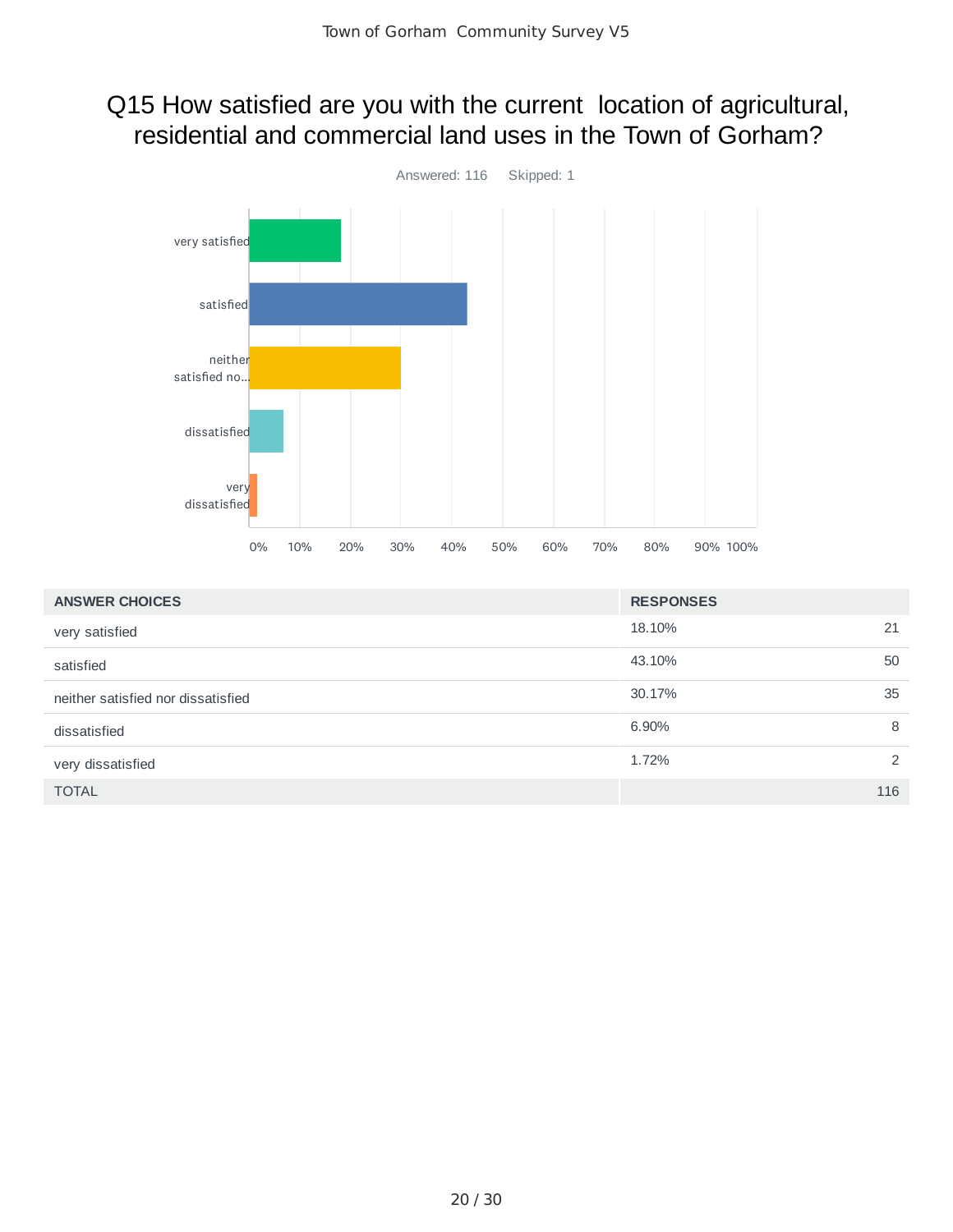# Q15 How satisfied are you with the current location of agricultural, residential and commercial land uses in the Town of Gorham?

Answered: 116 Skipped: 1

| ANSWER CHOICES | RESPONSES | |
|---|---|---|
| very satisfied | 18.10% | 21 |
| satisfied | 43.10% | 50 |
| neither satisfied nor dissatisfied | 30.17% | 35 |
| dissatisfied | 6.90% | 8 |
| very dissatisfied | 1.72% | 2 |
| TOTAL | | 116 |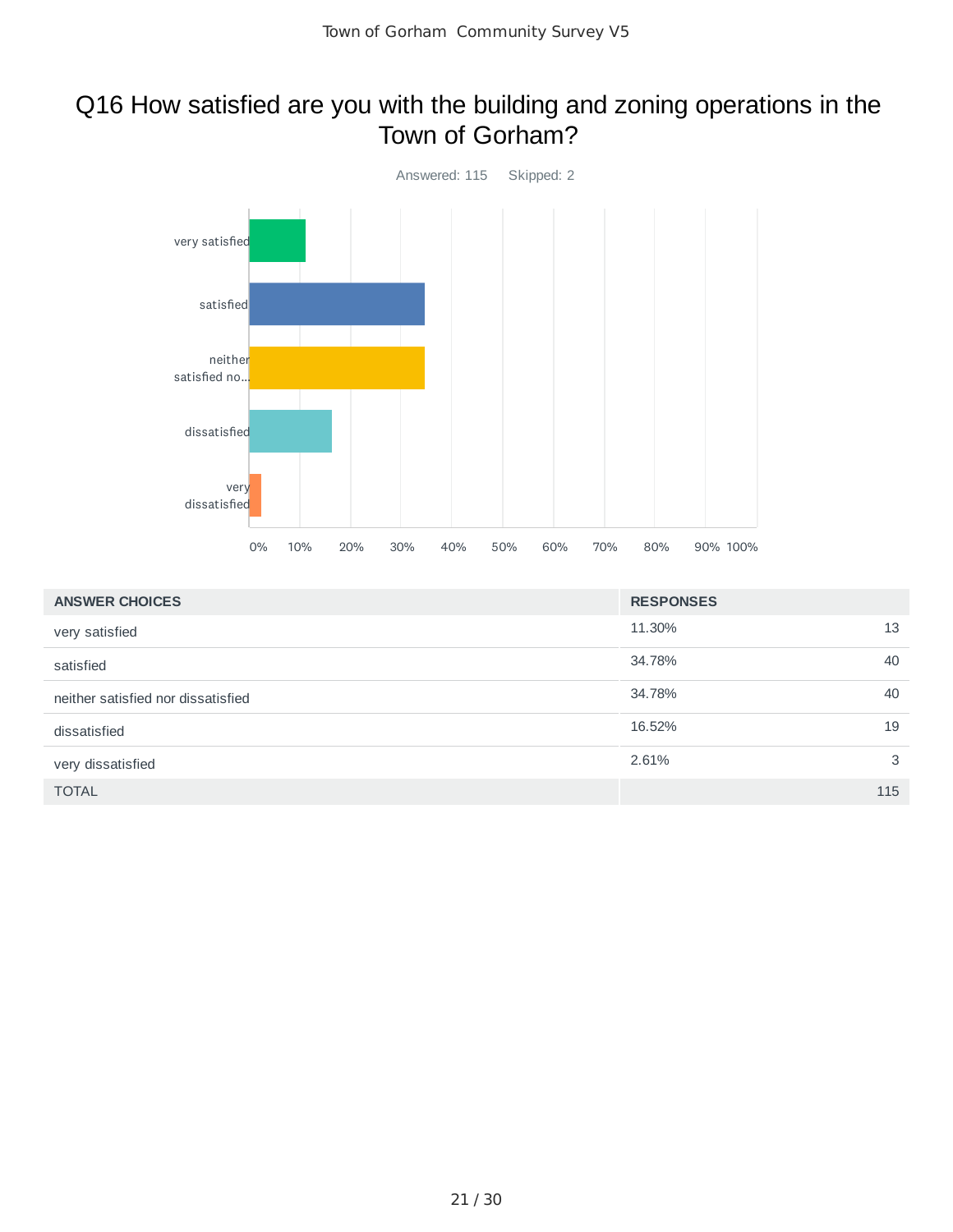# Q16 How satisfied are you with the building and zoning operations in the Town of Gorham?

Answered: 115 Skipped: 2

| ANSWER CHOICES | RESPONSES | |
|---|---|---|
| very satisfied | 11.30% | 13 |
| satisfied | 34.78% | 40 |
| neither satisfied nor dissatisfied | 34.78% | 40 |
| dissatisfied | 16.52% | 19 |
| very dissatisfied | 2.61% | 3 |
| TOTAL | | 115 |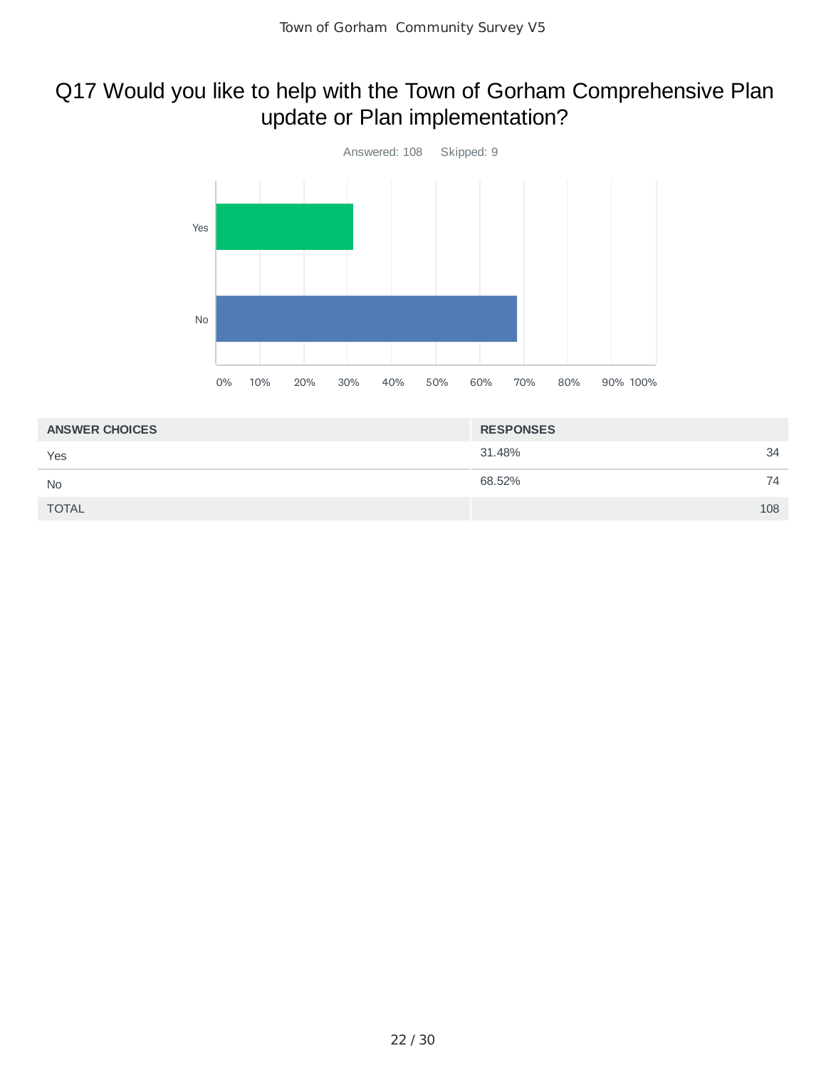# Q17 Would you like to help with the Town of Gorham Comprehensive Plan update or Plan implementation?

Answered: 108 Skipped: 9

| ANSWER CHOICES | RESPONSES | |
|---|---|---|
| Yes | 31.48% | 34 |
| No | 68.52% | 74 |
| TOTAL | | 108 |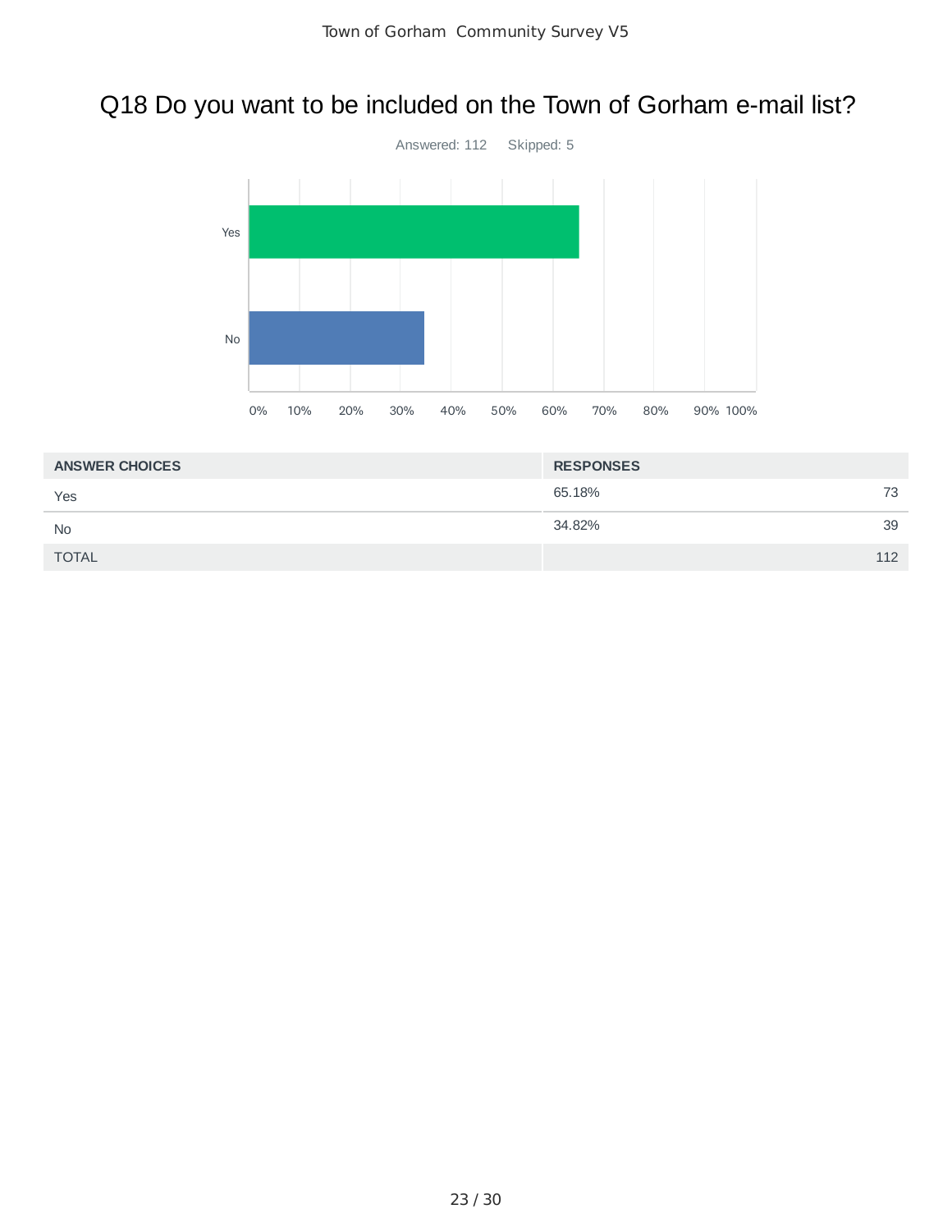## Q18 Do you want to be included on the Town of Gorham e-mail list?

Answered: 112 Skipped: 5

| ANSWER CHOICES | RESPONSES | |
|---|---|---|
| Yes | 65.18% | 73 |
| No | 34.82% | 39 |
| TOTAL | | 112 |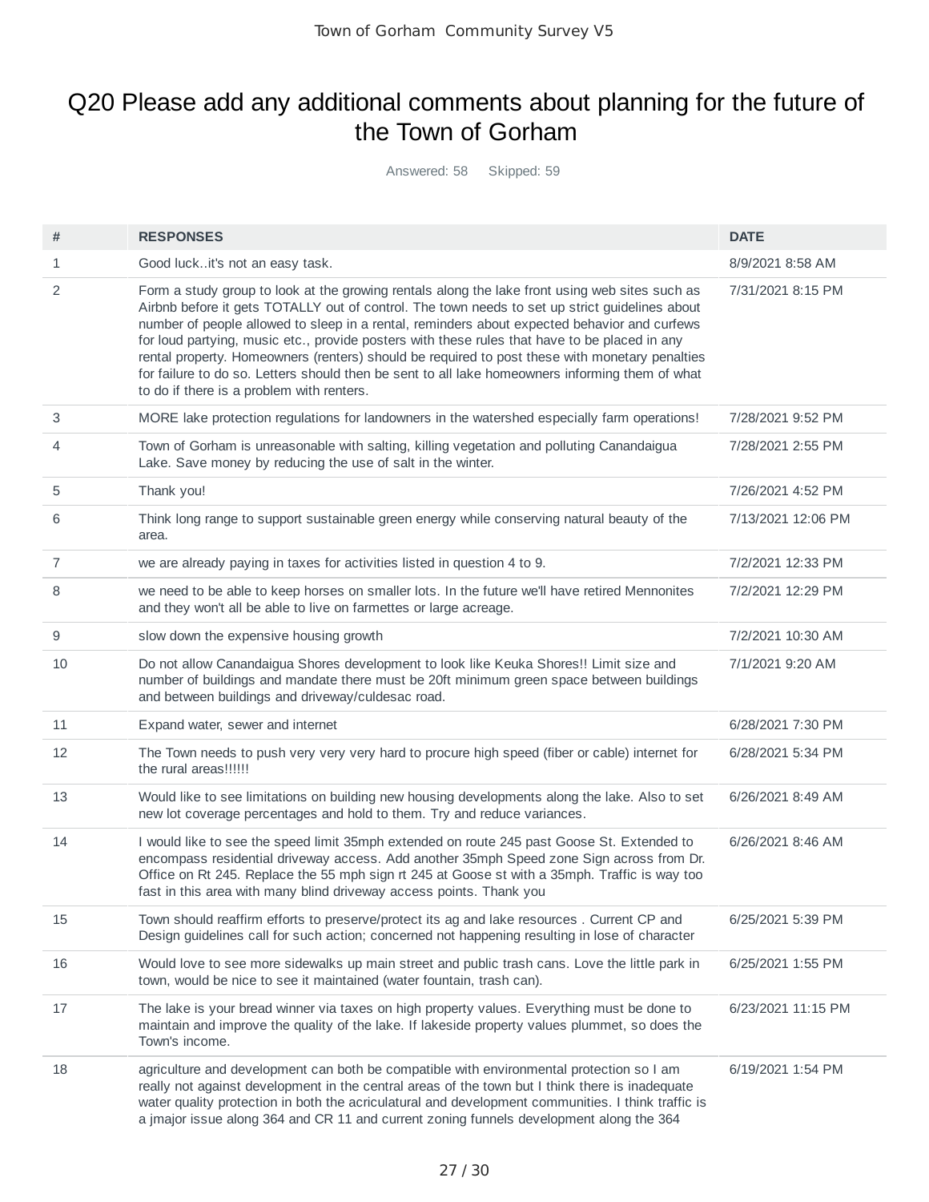# Q20 Please add any additional comments about planning for the future of the Town of Gorham

Answered: 58  Skipped: 59

| # | RESPONSES | DATE |
|---|---|---|
| 1 | Good luck..it's not an easy task. | 8/9/2021 8:58 AM |
| 2 | Form a study group to look at the growing rentals along the lake front using web sites such as Airbnb before it gets TOTALLY out of control. The town needs to set up strict guidelines about number of people allowed to sleep in a rental, reminders about expected behavior and curfews for loud partying, music etc., provide posters with these rules that have to be placed in any rental property. Homeowners (renters) should be required to post these with monetary penalties for failure to do so. Letters should then be sent to all lake homeowners informing them of what to do if there is a problem with renters. | 7/31/2021 8:15 PM |
| 3 | MORE lake protection regulations for landowners in the watershed especially farm operations! | 7/28/2021 9:52 PM |
| 4 | Town of Gorham is unreasonable with salting, killing vegetation and polluting Canandaigua Lake. Save money by reducing the use of salt in the winter. | 7/28/2021 2:55 PM |
| 5 | Thank you! | 7/26/2021 4:52 PM |
| 6 | Think long range to support sustainable green energy while conserving natural beauty of the area. | 7/13/2021 12:06 PM |
| 7 | we are already paying in taxes for activities listed in question 4 to 9. | 7/2/2021 12:33 PM |
| 8 | we need to be able to keep horses on smaller lots. In the future we'll have retired Mennonites and they won't all be able to live on farmettes or large acreage. | 7/2/2021 12:29 PM |
| 9 | slow down the expensive housing growth | 7/2/2021 10:30 AM |
| 10 | Do not allow Canandaigua Shores development to look like Keuka Shores!! Limit size and number of buildings and mandate there must be 20ft minimum green space between buildings and between buildings and driveway/culdesac road. | 7/1/2021 9:20 AM |
| 11 | Expand water, sewer and internet | 6/28/2021 7:30 PM |
| 12 | The Town needs to push very very very hard to procure high speed (fiber or cable) internet for the rural areas!!!!!! | 6/28/2021 5:34 PM |
| 13 | Would like to see limitations on building new housing developments along the lake. Also to set new lot coverage percentages and hold to them. Try and reduce variances. | 6/26/2021 8:49 AM |
| 14 | I would like to see the speed limit 35mph extended on route 245 past Goose St. Extended to encompass residential driveway access. Add another 35mph Speed zone Sign across from Dr. Office on Rt 245. Replace the 55 mph sign rt 245 at Goose st with a 35mph. Traffic is way too fast in this area with many blind driveway access points. Thank you | 6/26/2021 8:46 AM |
| 15 | Town should reaffirm efforts to preserve/protect its ag and lake resources . Current CP and Design guidelines call for such action; concerned not happening resulting in lose of character | 6/25/2021 5:39 PM |
| 16 | Would love to see more sidewalks up main street and public trash cans. Love the little park in town, would be nice to see it maintained (water fountain, trash can). | 6/25/2021 1:55 PM |
| 17 | The lake is your bread winner via taxes on high property values. Everything must be done to maintain and improve the quality of the lake. If lakeside property values plummet, so does the Town's income. | 6/23/2021 11:15 PM |
| 18 | agriculture and development can both be compatible with environmental protection so I am really not against development in the central areas of the town but I think there is inadequate water quality protection in both the acriculatural and development communities. I think traffic is a jmajor issue along 364 and CR 11 and current zoning funnels development along the 364 | 6/19/2021 1:54 PM |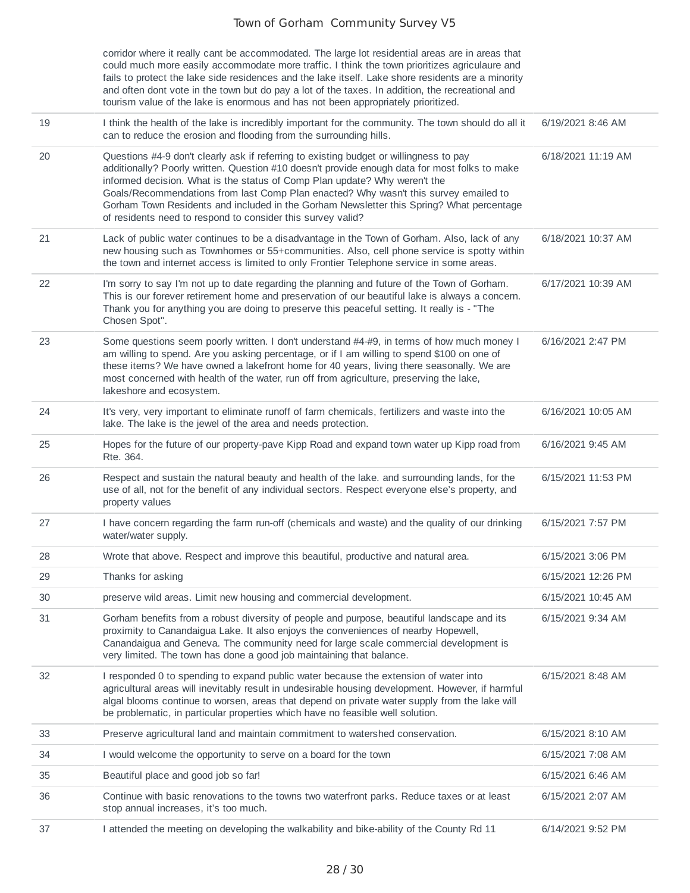| | | |
|---|---|---|
| | corridor where it really cant be accommodated. The large lot residential areas are in areas that could much more easily accommodate more traffic. I think the town prioritizes agriculaure and fails to protect the lake side residences and the lake itself. Lake shore residents are a minority and often dont vote in the town but do pay a lot of the taxes. In addition, the recreational and tourism value of the lake is enormous and has not been appropriately prioritized. | |
| 19 | I think the health of the lake is incredibly important for the community. The town should do all it can to reduce the erosion and flooding from the surrounding hills. | 6/19/2021 8:46 AM |
| 20 | Questions #4-9 don't clearly ask if referring to existing budget or willingness to pay additionally? Poorly written. Question #10 doesn't provide enough data for most folks to make informed decision. What is the status of Comp Plan update? Why weren't the Goals/Recommendations from last Comp Plan enacted? Why wasn't this survey emailed to Gorham Town Residents and included in the Gorham Newsletter this Spring? What percentage of residents need to respond to consider this survey valid? | 6/18/2021 11:19 AM |
| 21 | Lack of public water continues to be a disadvantage in the Town of Gorham. Also, lack of any new housing such as Townhomes or 55+communities. Also, cell phone service is spotty within the town and internet access is limited to only Frontier Telephone service in some areas. | 6/18/2021 10:37 AM |
| 22 | I'm sorry to say I'm not up to date regarding the planning and future of the Town of Gorham. This is our forever retirement home and preservation of our beautiful lake is always a concern. Thank you for anything you are doing to preserve this peaceful setting. It really is - "The Chosen Spot". | 6/17/2021 10:39 AM |
| 23 | Some questions seem poorly written. I don't understand #4-#9, in terms of how much money I am willing to spend. Are you asking percentage, or if I am willing to spend $100 on one of these items? We have owned a lakefront home for 40 years, living there seasonally. We are most concerned with health of the water, run off from agriculture, preserving the lake, lakeshore and ecosystem. | 6/16/2021 2:47 PM |
| 24 | It's very, very important to eliminate runoff of farm chemicals, fertilizers and waste into the lake. The lake is the jewel of the area and needs protection. | 6/16/2021 10:05 AM |
| 25 | Hopes for the future of our property-pave Kipp Road and expand town water up Kipp road from Rte. 364. | 6/16/2021 9:45 AM |
| 26 | Respect and sustain the natural beauty and health of the lake. and surrounding lands, for the use of all, not for the benefit of any individual sectors. Respect everyone else's property, and property values | 6/15/2021 11:53 PM |
| 27 | I have concern regarding the farm run-off (chemicals and waste) and the quality of our drinking water/water supply. | 6/15/2021 7:57 PM |
| 28 | Wrote that above. Respect and improve this beautiful, productive and natural area. | 6/15/2021 3:06 PM |
| 29 | Thanks for asking | 6/15/2021 12:26 PM |
| 30 | preserve wild areas. Limit new housing and commercial development. | 6/15/2021 10:45 AM |
| 31 | Gorham benefits from a robust diversity of people and purpose, beautiful landscape and its proximity to Canandaigua Lake. It also enjoys the conveniences of nearby Hopewell, Canandaigua and Geneva. The community need for large scale commercial development is very limited. The town has done a good job maintaining that balance. | 6/15/2021 9:34 AM |
| 32 | I responded 0 to spending to expand public water because the extension of water into agricultural areas will inevitably result in undesirable housing development. However, if harmful algal blooms continue to worsen, areas that depend on private water supply from the lake will be problematic, in particular properties which have no feasible well solution. | 6/15/2021 8:48 AM |
| 33 | Preserve agricultural land and maintain commitment to watershed conservation. | 6/15/2021 8:10 AM |
| 34 | I would welcome the opportunity to serve on a board for the town | 6/15/2021 7:08 AM |
| 35 | Beautiful place and good job so far! | 6/15/2021 6:46 AM |
| 36 | Continue with basic renovations to the towns two waterfront parks. Reduce taxes or at least stop annual increases, it's too much. | 6/15/2021 2:07 AM |
| 37 | I attended the meeting on developing the walkability and bike-ability of the County Rd 11 | 6/14/2021 9:52 PM |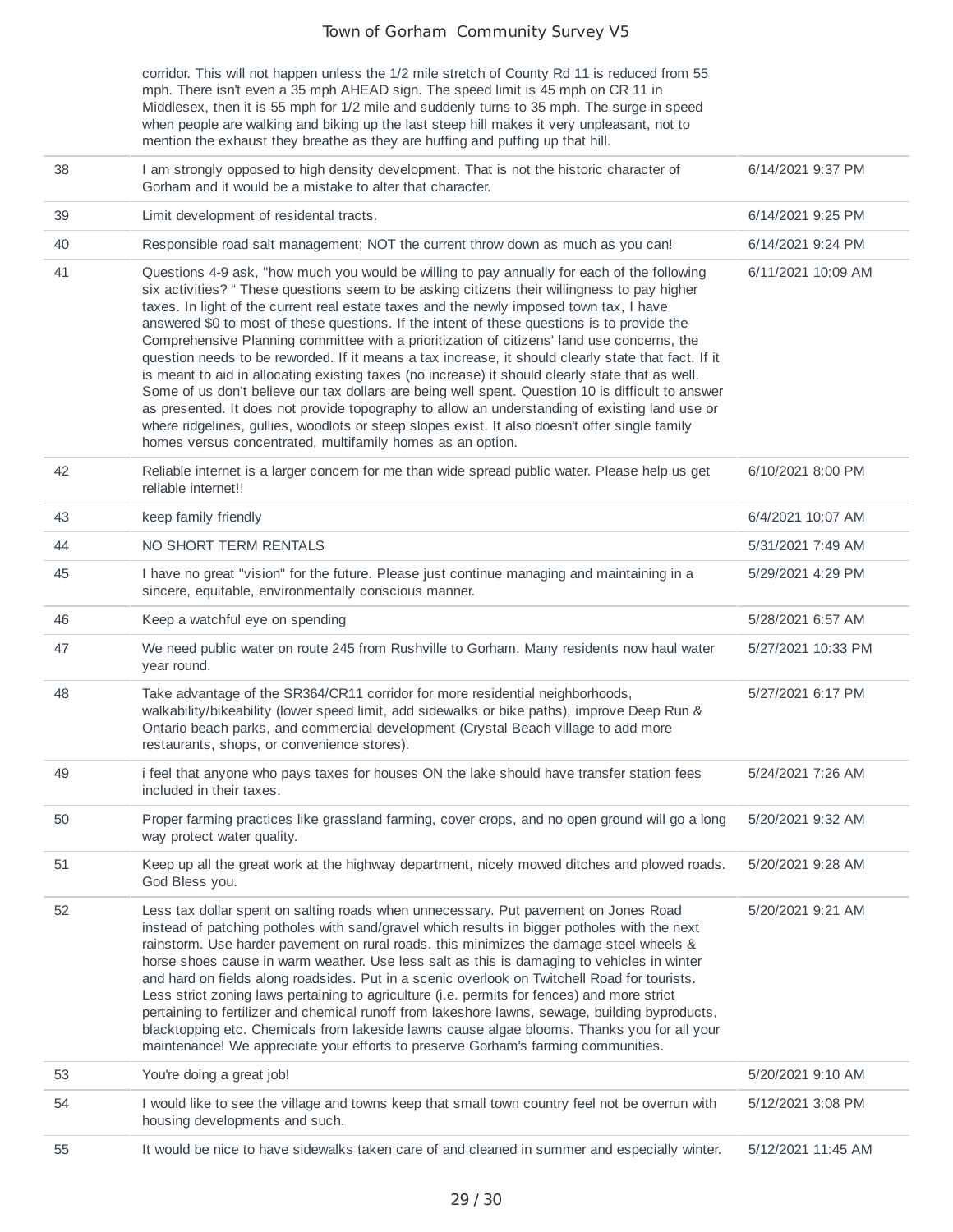| | corridor. This will not happen unless the 1/2 mile stretch of County Rd 11 is reduced from 55 mph. There isn't even a 35 mph AHEAD sign. The speed limit is 45 mph on CR 11 in Middlesex, then it is 55 mph for 1/2 mile and suddenly turns to 35 mph. The surge in speed when people are walking and biking up the last steep hill makes it very unpleasant, not to mention the exhaust they breathe as they are huffing and puffing up that hill. | |
|---|---|---|
| 38 | I am strongly opposed to high density development. That is not the historic character of Gorham and it would be a mistake to alter that character. | 6/14/2021 9:37 PM |
| 39 | Limit development of residental tracts. | 6/14/2021 9:25 PM |
| 40 | Responsible road salt management; NOT the current throw down as much as you can! | 6/14/2021 9:24 PM |
| 41 | Questions 4-9 ask, "how much you would be willing to pay annually for each of the following six activities? " These questions seem to be asking citizens their willingness to pay higher taxes. In light of the current real estate taxes and the newly imposed town tax, I have answered $0 to most of these questions. If the intent of these questions is to provide the Comprehensive Planning committee with a prioritization of citizens' land use concerns, the question needs to be reworded. If it means a tax increase, it should clearly state that fact. If it is meant to aid in allocating existing taxes (no increase) it should clearly state that as well. Some of us don't believe our tax dollars are being well spent. Question 10 is difficult to answer as presented. It does not provide topography to allow an understanding of existing land use or where ridgelines, gullies, woodlots or steep slopes exist. It also doesn't offer single family homes versus concentrated, multifamily homes as an option. | 6/11/2021 10:09 AM |
| 42 | Reliable internet is a larger concern for me than wide spread public water. Please help us get reliable internet!! | 6/10/2021 8:00 PM |
| 43 | keep family friendly | 6/4/2021 10:07 AM |
| 44 | NO SHORT TERM RENTALS | 5/31/2021 7:49 AM |
| 45 | I have no great "vision" for the future. Please just continue managing and maintaining in a sincere, equitable, environmentally conscious manner. | 5/29/2021 4:29 PM |
| 46 | Keep a watchful eye on spending | 5/28/2021 6:57 AM |
| 47 | We need public water on route 245 from Rushville to Gorham. Many residents now haul water year round. | 5/27/2021 10:33 PM |
| 48 | Take advantage of the SR364/CR11 corridor for more residential neighborhoods, walkability/bikeability (lower speed limit, add sidewalks or bike paths), improve Deep Run & Ontario beach parks, and commercial development (Crystal Beach village to add more restaurants, shops, or convenience stores). | 5/27/2021 6:17 PM |
| 49 | i feel that anyone who pays taxes for houses ON the lake should have transfer station fees included in their taxes. | 5/24/2021 7:26 AM |
| 50 | Proper farming practices like grassland farming, cover crops, and no open ground will go a long way protect water quality. | 5/20/2021 9:32 AM |
| 51 | Keep up all the great work at the highway department, nicely mowed ditches and plowed roads. God Bless you. | 5/20/2021 9:28 AM |
| 52 | Less tax dollar spent on salting roads when unnecessary. Put pavement on Jones Road instead of patching potholes with sand/gravel which results in bigger potholes with the next rainstorm. Use harder pavement on rural roads. this minimizes the damage steel wheels & horse shoes cause in warm weather. Use less salt as this is damaging to vehicles in winter and hard on fields along roadsides. Put in a scenic overlook on Twitchell Road for tourists. Less strict zoning laws pertaining to agriculture (i.e. permits for fences) and more strict pertaining to fertilizer and chemical runoff from lakeshore lawns, sewage, building byproducts, blacktopping etc. Chemicals from lakeside lawns cause algae blooms. Thanks you for all your maintenance! We appreciate your efforts to preserve Gorham's farming communities. | 5/20/2021 9:21 AM |
| 53 | You're doing a great job! | 5/20/2021 9:10 AM |
| 54 | I would like to see the village and towns keep that small town country feel not be overrun with housing developments and such. | 5/12/2021 3:08 PM |
| 55 | It would be nice to have sidewalks taken care of and cleaned in summer and especially winter. | 5/12/2021 11:45 AM |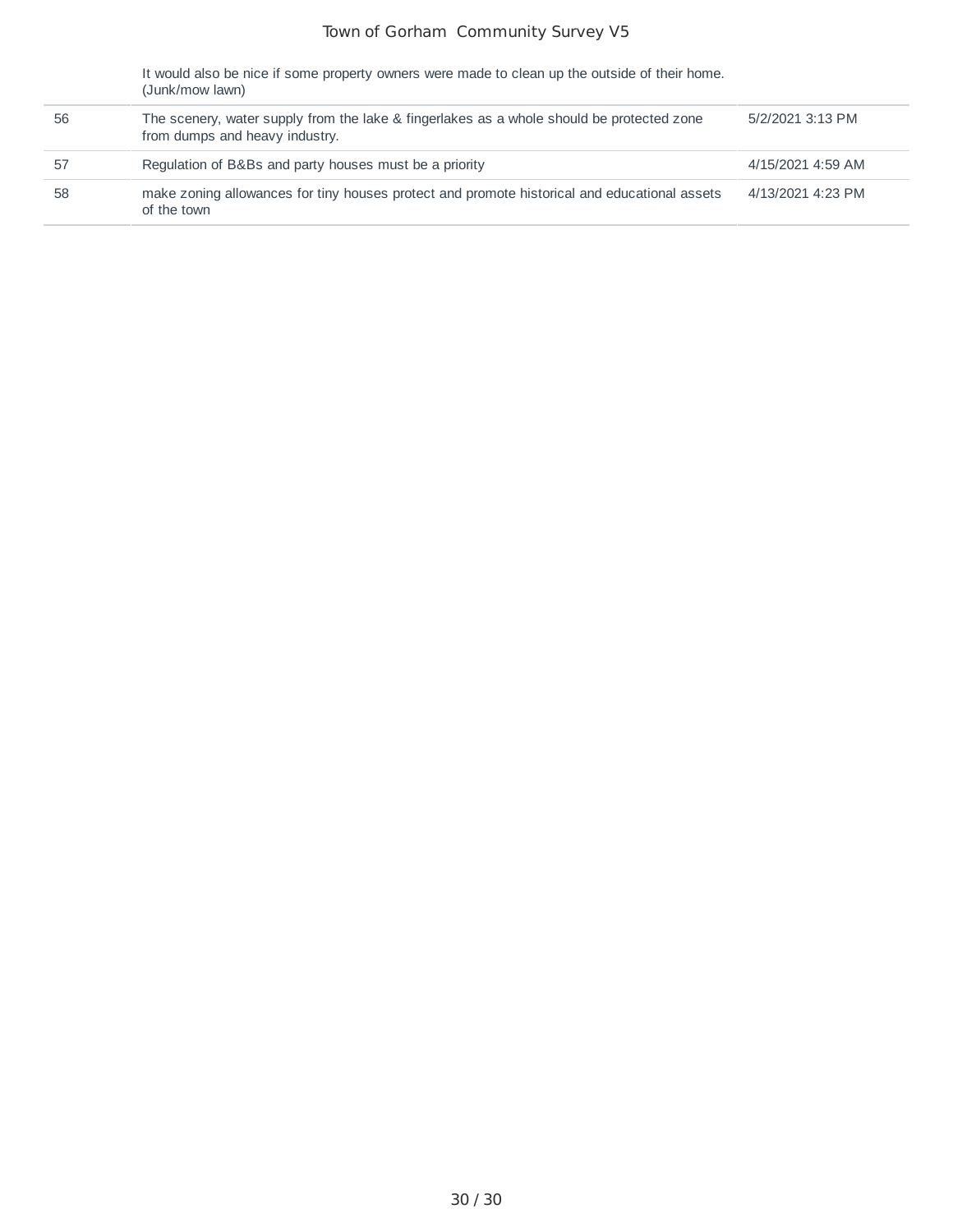| | | |
|---|---|---|
| | It would also be nice if some property owners were made to clean up the outside of their home. (Junk/mow lawn) | |
| 56 | The scenery, water supply from the lake & fingerlakes as a whole should be protected zone from dumps and heavy industry. | 5/2/2021 3:13 PM |
| 57 | Regulation of B&Bs and party houses must be a priority | 4/15/2021 4:59 AM |
| 58 | make zoning allowances for tiny houses protect and promote historical and educational assets of the town | 4/13/2021 4:23 PM |